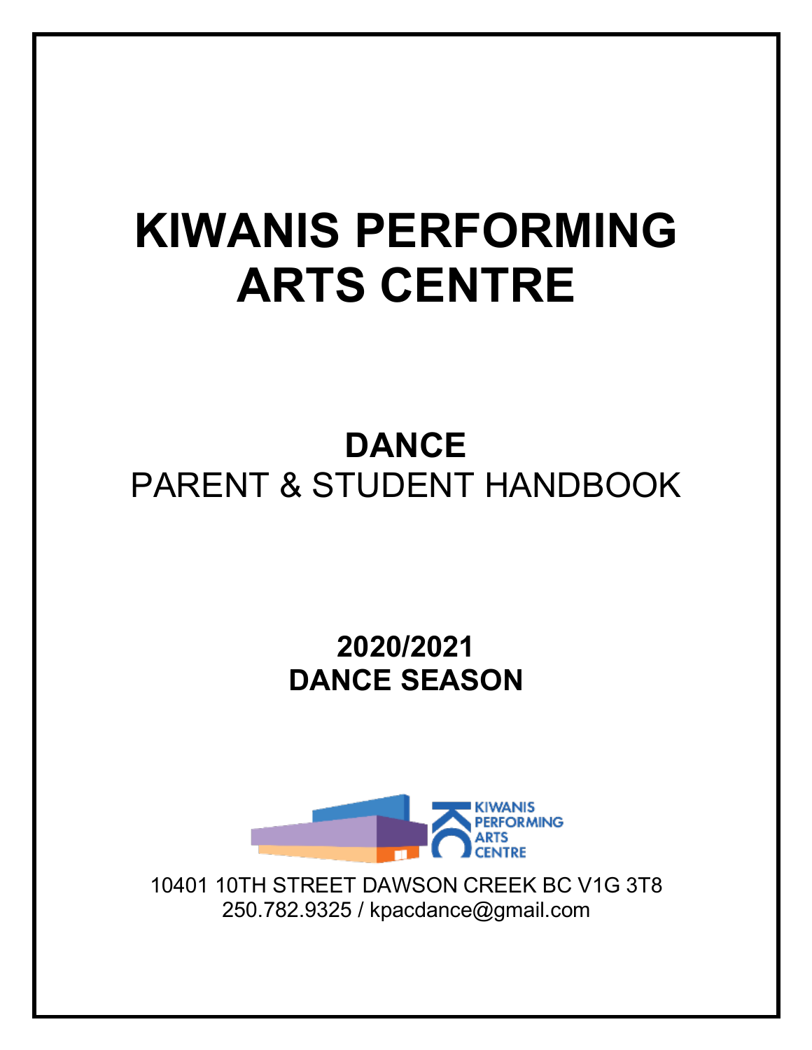# KIWANIS PERFORMING ARTS CENTRE

## DANCE
PARENT & STUDENT HANDBOOK

**2020/2021**
**DANCE SEASON**

KIWANIS PERFORMING ARTS CENTRE

10401 10TH STREET DAWSON CREEK BC V1G 3T8
250.782.9325 / kpacdance@gmail.com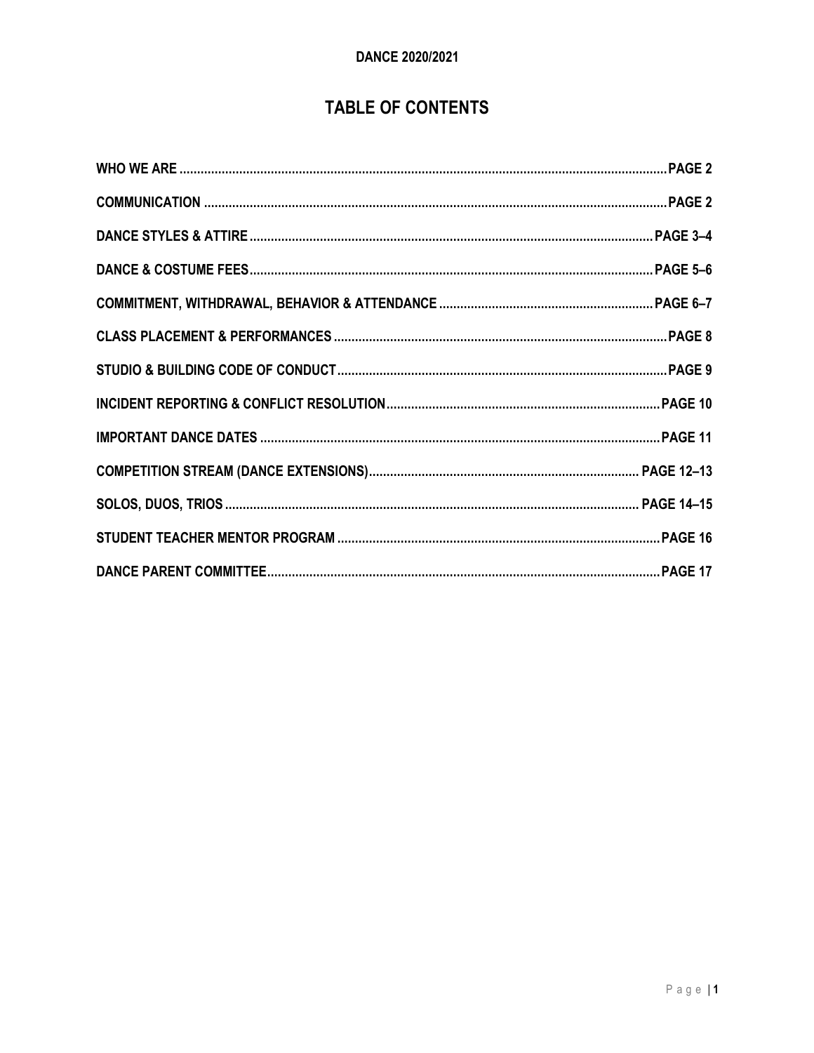**DANCE 2020/2021**

# TABLE OF CONTENTS

| | |
|---|---|
| WHO WE ARE | PAGE 2 |
| COMMUNICATION | PAGE 2 |
| DANCE STYLES & ATTIRE | PAGE 3–4 |
| DANCE & COSTUME FEES | PAGE 5–6 |
| COMMITMENT, WITHDRAWAL, BEHAVIOR & ATTENDANCE | PAGE 6–7 |
| CLASS PLACEMENT & PERFORMANCES | PAGE 8 |
| STUDIO & BUILDING CODE OF CONDUCT | PAGE 9 |
| INCIDENT REPORTING & CONFLICT RESOLUTION | PAGE 10 |
| IMPORTANT DANCE DATES | PAGE 11 |
| COMPETITION STREAM (DANCE EXTENSIONS) | PAGE 12–13 |
| SOLOS, DUOS, TRIOS | PAGE 14–15 |
| STUDENT TEACHER MENTOR PROGRAM | PAGE 16 |
| DANCE PARENT COMMITTEE | PAGE 17 |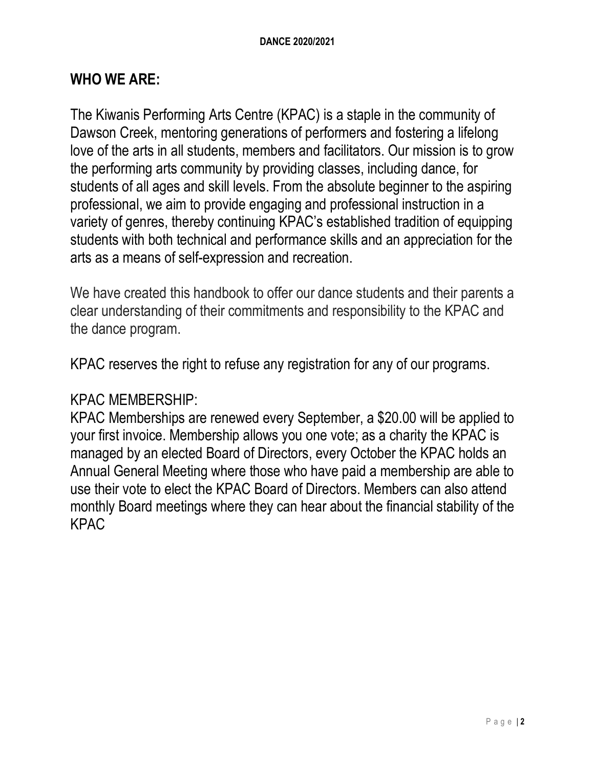## WHO WE ARE:

The Kiwanis Performing Arts Centre (KPAC) is a staple in the community of Dawson Creek, mentoring generations of performers and fostering a lifelong love of the arts in all students, members and facilitators. Our mission is to grow the performing arts community by providing classes, including dance, for students of all ages and skill levels. From the absolute beginner to the aspiring professional, we aim to provide engaging and professional instruction in a variety of genres, thereby continuing KPAC's established tradition of equipping students with both technical and performance skills and an appreciation for the arts as a means of self-expression and recreation.

We have created this handbook to offer our dance students and their parents a clear understanding of their commitments and responsibility to the KPAC and the dance program.

KPAC reserves the right to refuse any registration for any of our programs.

KPAC MEMBERSHIP:

KPAC Memberships are renewed every September, a $20.00 will be applied to your first invoice. Membership allows you one vote; as a charity the KPAC is managed by an elected Board of Directors, every October the KPAC holds an Annual General Meeting where those who have paid a membership are able to use their vote to elect the KPAC Board of Directors. Members can also attend monthly Board meetings where they can hear about the financial stability of the KPAC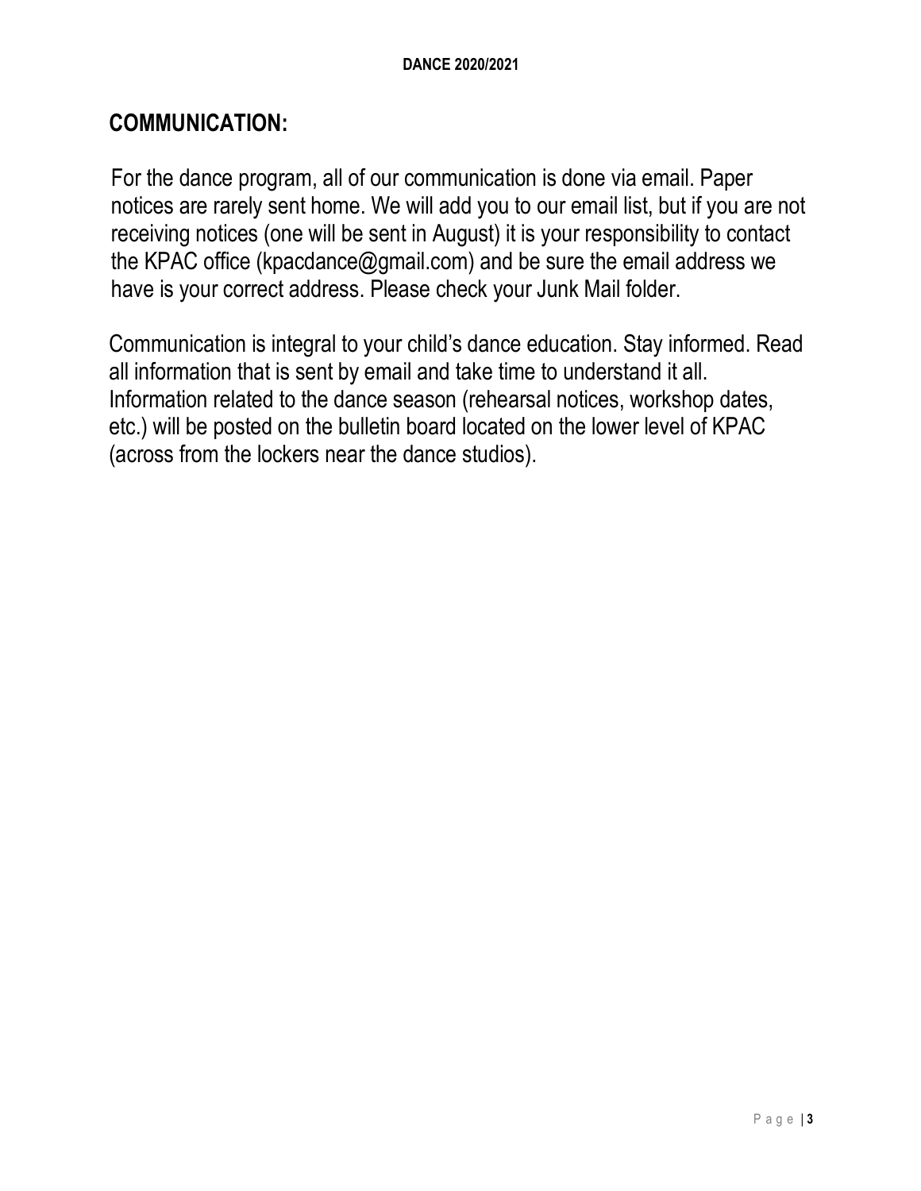## COMMUNICATION:

For the dance program, all of our communication is done via email. Paper notices are rarely sent home. We will add you to our email list, but if you are not receiving notices (one will be sent in August) it is your responsibility to contact the KPAC office (kpacdance@gmail.com) and be sure the email address we have is your correct address. Please check your Junk Mail folder.

Communication is integral to your child's dance education. Stay informed. Read all information that is sent by email and take time to understand it all. Information related to the dance season (rehearsal notices, workshop dates, etc.) will be posted on the bulletin board located on the lower level of KPAC (across from the lockers near the dance studios).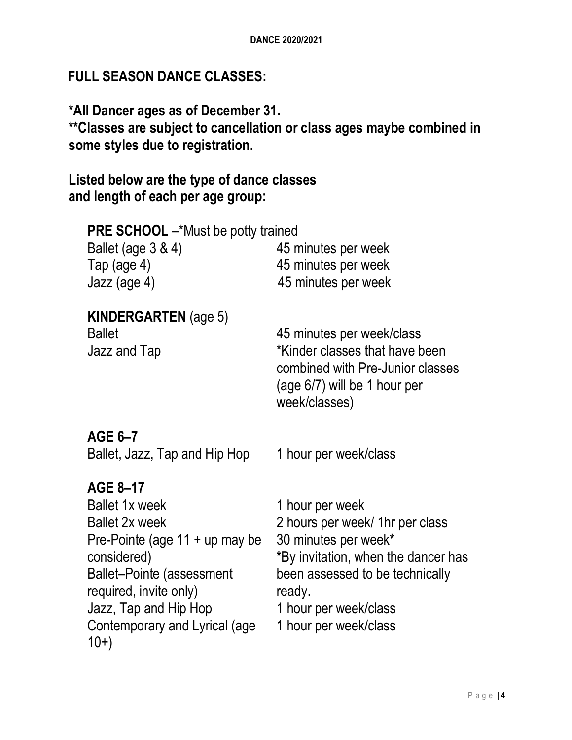## FULL SEASON DANCE CLASSES:

**\*All Dancer ages as of December 31.**
**\*\*Classes are subject to cancellation or class ages maybe combined in some styles due to registration.**

**Listed below are the type of dance classes and length of each per age group:**

**PRE SCHOOL** –*Must be potty trained

| | |
|---|---|
| Ballet (age 3 & 4) | 45 minutes per week |
| Tap (age 4) | 45 minutes per week |
| Jazz (age 4) | 45 minutes per week |

**KINDERGARTEN** (age 5)

| | |
|---|---|
| Ballet | 45 minutes per week/class |
| Jazz and Tap | *Kinder classes that have been combined with Pre-Junior classes (age 6/7) will be 1 hour per week/classes) |

**AGE 6–7**

| | |
|---|---|
| Ballet, Jazz, Tap and Hip Hop | 1 hour per week/class |

**AGE 8–17**

| | |
|---|---|
| Ballet 1x week | 1 hour per week |
| Ballet 2x week | 2 hours per week/ 1hr per class |
| Pre-Pointe (age 11 + up may be considered) | 30 minutes per week* |
| Ballet–Pointe (assessment required, invite only) | *By invitation, when the dancer has been assessed to be technically ready. |
| Jazz, Tap and Hip Hop | 1 hour per week/class |
| Contemporary and Lyrical (age 10+) | 1 hour per week/class |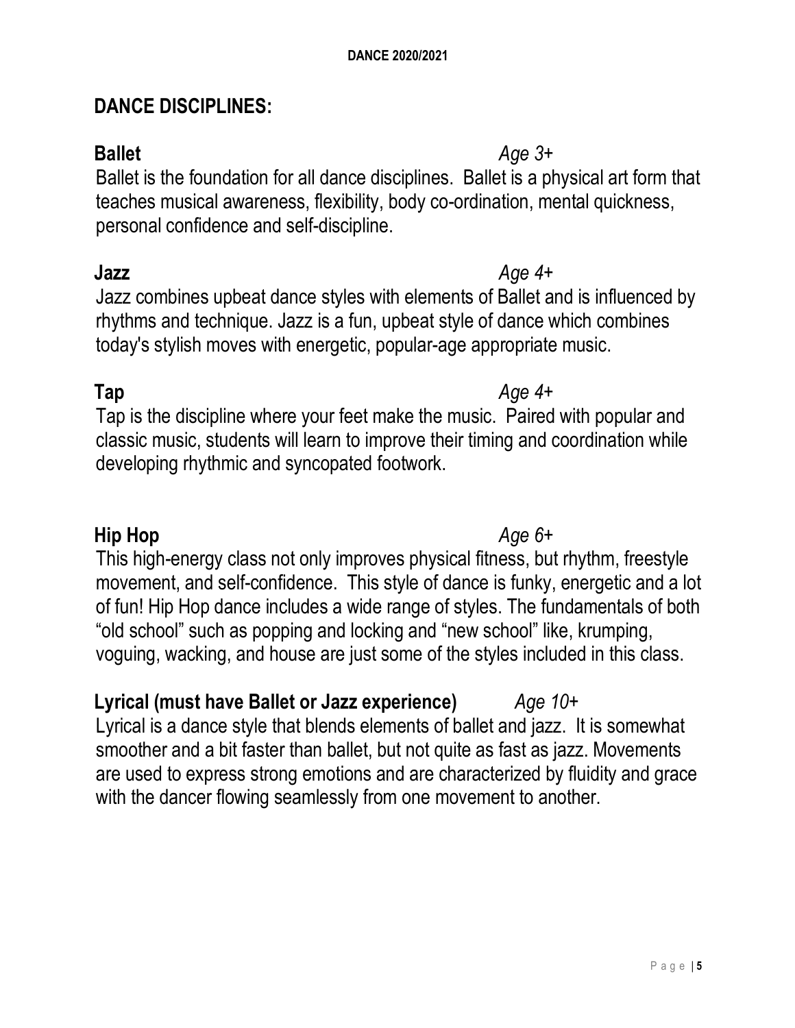## DANCE DISCIPLINES:

**Ballet** *Age 3+*

Ballet is the foundation for all dance disciplines. Ballet is a physical art form that teaches musical awareness, flexibility, body co-ordination, mental quickness, personal confidence and self-discipline.

**Jazz** *Age 4+*

Jazz combines upbeat dance styles with elements of Ballet and is influenced by rhythms and technique. Jazz is a fun, upbeat style of dance which combines today's stylish moves with energetic, popular-age appropriate music.

**Tap** *Age 4+*

Tap is the discipline where your feet make the music. Paired with popular and classic music, students will learn to improve their timing and coordination while developing rhythmic and syncopated footwork.

**Hip Hop** *Age 6+*

This high-energy class not only improves physical fitness, but rhythm, freestyle movement, and self-confidence. This style of dance is funky, energetic and a lot of fun! Hip Hop dance includes a wide range of styles. The fundamentals of both "old school" such as popping and locking and "new school" like, krumping, voguing, wacking, and house are just some of the styles included in this class.

**Lyrical (must have Ballet or Jazz experience)** *Age 10+*

Lyrical is a dance style that blends elements of ballet and jazz. It is somewhat smoother and a bit faster than ballet, but not quite as fast as jazz. Movements are used to express strong emotions and are characterized by fluidity and grace with the dancer flowing seamlessly from one movement to another.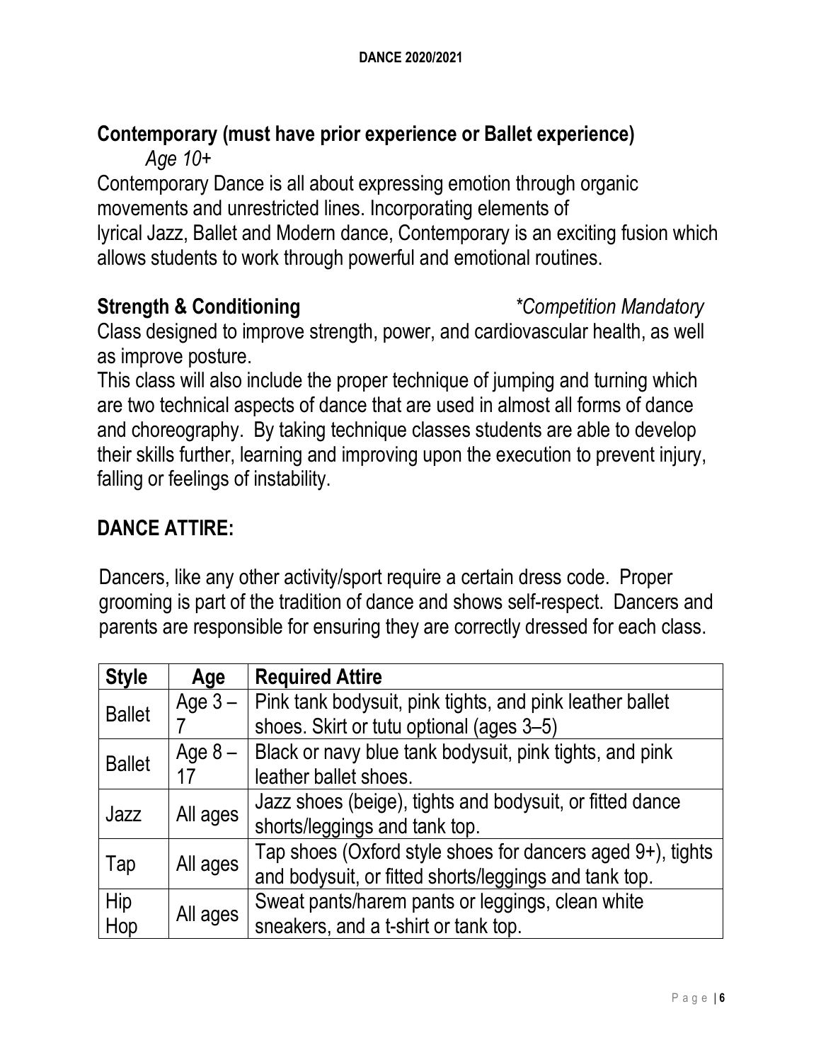## Contemporary (must have prior experience or Ballet experience)

*Age 10+*

Contemporary Dance is all about expressing emotion through organic movements and unrestricted lines. Incorporating elements of lyrical Jazz, Ballet and Modern dance, Contemporary is an exciting fusion which allows students to work through powerful and emotional routines.

## Strength & Conditioning *\*Competition Mandatory*

Class designed to improve strength, power, and cardiovascular health, as well as improve posture.

This class will also include the proper technique of jumping and turning which are two technical aspects of dance that are used in almost all forms of dance and choreography. By taking technique classes students are able to develop their skills further, learning and improving upon the execution to prevent injury, falling or feelings of instability.

## DANCE ATTIRE:

Dancers, like any other activity/sport require a certain dress code. Proper grooming is part of the tradition of dance and shows self-respect. Dancers and parents are responsible for ensuring they are correctly dressed for each class.

| Style | Age | Required Attire |
|---|---|---|
| Ballet | Age 3 – 7 | Pink tank bodysuit, pink tights, and pink leather ballet shoes. Skirt or tutu optional (ages 3–5) |
| Ballet | Age 8 – 17 | Black or navy blue tank bodysuit, pink tights, and pink leather ballet shoes. |
| Jazz | All ages | Jazz shoes (beige), tights and bodysuit, or fitted dance shorts/leggings and tank top. |
| Tap | All ages | Tap shoes (Oxford style shoes for dancers aged 9+), tights and bodysuit, or fitted shorts/leggings and tank top. |
| Hip Hop | All ages | Sweat pants/harem pants or leggings, clean white sneakers, and a t-shirt or tank top. |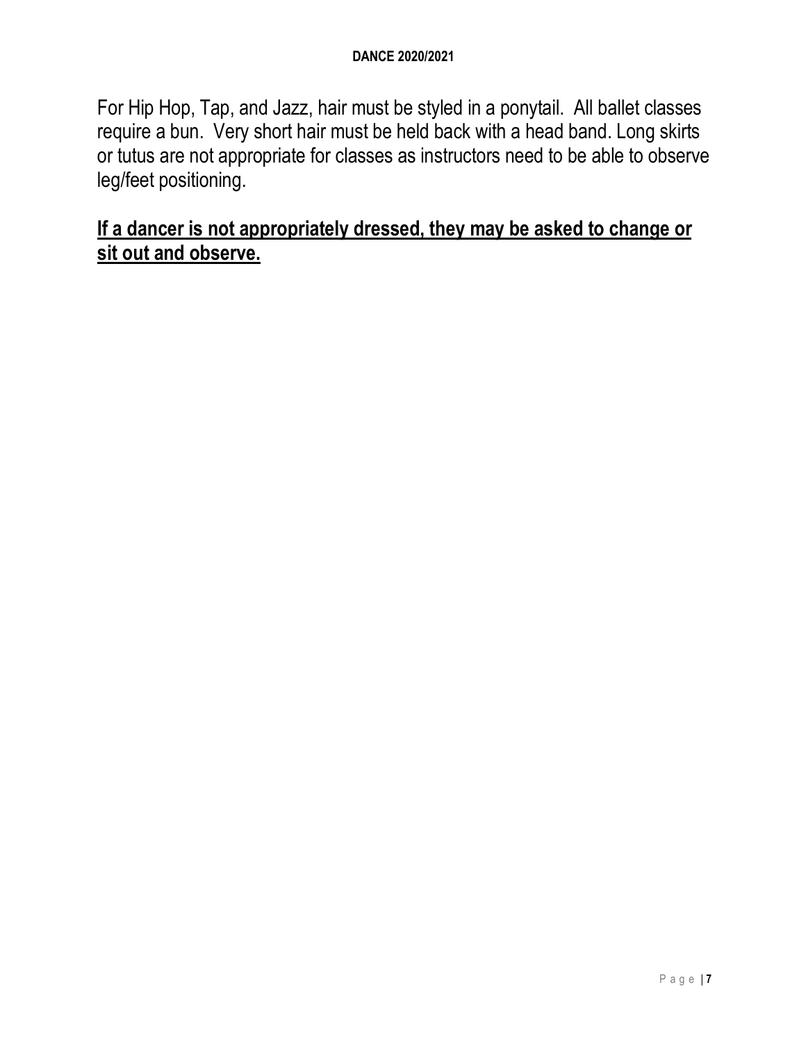For Hip Hop, Tap, and Jazz, hair must be styled in a ponytail. All ballet classes require a bun. Very short hair must be held back with a head band. Long skirts or tutus are not appropriate for classes as instructors need to be able to observe leg/feet positioning.

**<u>If a dancer is not appropriately dressed, they may be asked to change or sit out and observe.</u>**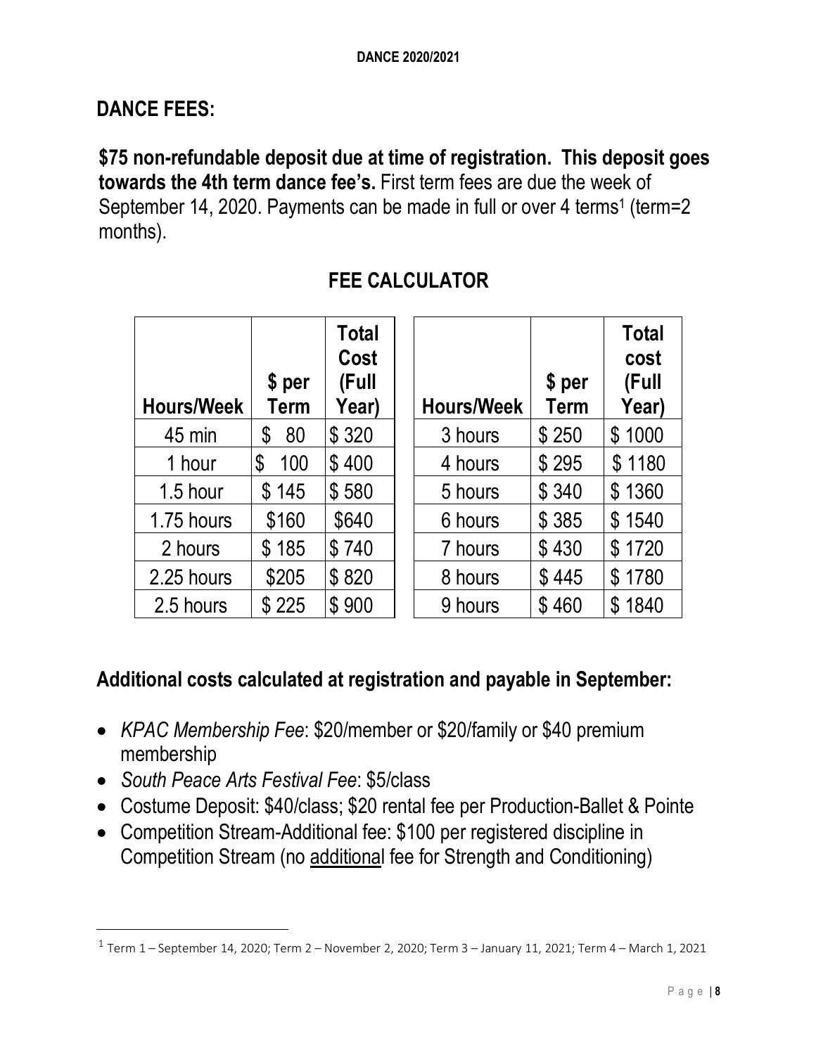## DANCE FEES:

**$75 non-refundable deposit due at time of registration. This deposit goes towards the 4th term dance fee's.** First term fees are due the week of September 14, 2020. Payments can be made in full or over 4 terms[1] (term=2 months).

## FEE CALCULATOR

| Hours/Week | $ per Term | Total Cost (Full Year) |
|---|---|---|
| 45 min | $ 80 | $ 320 |
| 1 hour | $ 100 | $ 400 |
| 1.5 hour | $ 145 | $ 580 |
| 1.75 hours | $160 | $640 |
| 2 hours | $ 185 | $ 740 |
| 2.25 hours | $205 | $ 820 |
| 2.5 hours | $ 225 | $ 900 |

| Hours/Week | $ per Term | Total cost (Full Year) |
|---|---|---|
| 3 hours | $ 250 | $ 1000 |
| 4 hours | $ 295 | $ 1180 |
| 5 hours | $ 340 | $ 1360 |
| 6 hours | $ 385 | $ 1540 |
| 7 hours | $ 430 | $ 1720 |
| 8 hours | $ 445 | $ 1780 |
| 9 hours | $ 460 | $ 1840 |

### Additional costs calculated at registration and payable in September:

- *KPAC Membership Fee*: $20/member or $20/family or $40 premium membership
- *South Peace Arts Festival Fee*: $5/class
- Costume Deposit: $40/class; $20 rental fee per Production-Ballet & Pointe
- Competition Stream-Additional fee: $100 per registered discipline in Competition Stream (no additional fee for Strength and Conditioning)

[1] Term 1 – September 14, 2020; Term 2 – November 2, 2020; Term 3 – January 11, 2021; Term 4 – March 1, 2021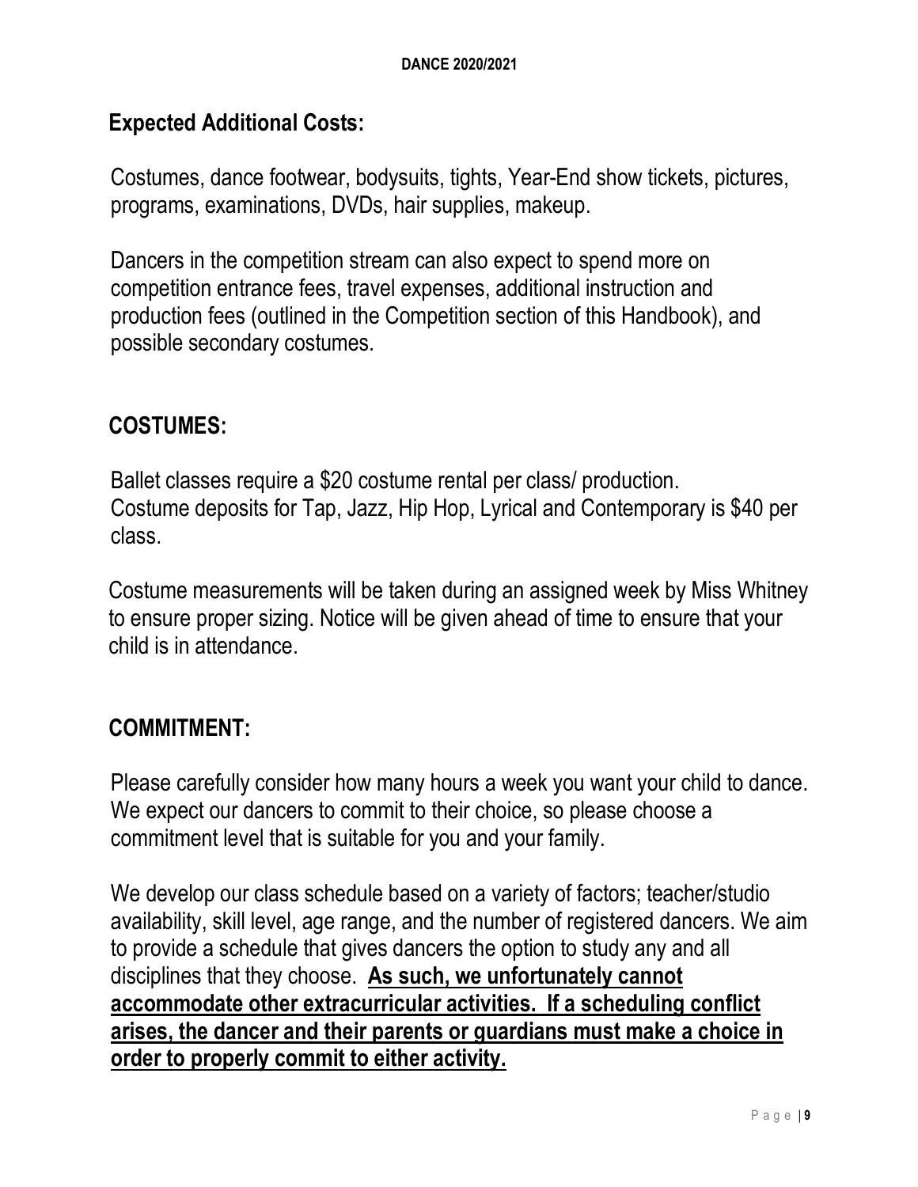## Expected Additional Costs:

Costumes, dance footwear, bodysuits, tights, Year-End show tickets, pictures, programs, examinations, DVDs, hair supplies, makeup.

Dancers in the competition stream can also expect to spend more on competition entrance fees, travel expenses, additional instruction and production fees (outlined in the Competition section of this Handbook), and possible secondary costumes.

## COSTUMES:

Ballet classes require a $20 costume rental per class/ production.
Costume deposits for Tap, Jazz, Hip Hop, Lyrical and Contemporary is $40 per class.

Costume measurements will be taken during an assigned week by Miss Whitney to ensure proper sizing. Notice will be given ahead of time to ensure that your child is in attendance.

## COMMITMENT:

Please carefully consider how many hours a week you want your child to dance. We expect our dancers to commit to their choice, so please choose a commitment level that is suitable for you and your family.

We develop our class schedule based on a variety of factors; teacher/studio availability, skill level, age range, and the number of registered dancers. We aim to provide a schedule that gives dancers the option to study any and all disciplines that they choose. **As such, we unfortunately cannot accommodate other extracurricular activities. If a scheduling conflict arises, the dancer and their parents or guardians must make a choice in order to properly commit to either activity.**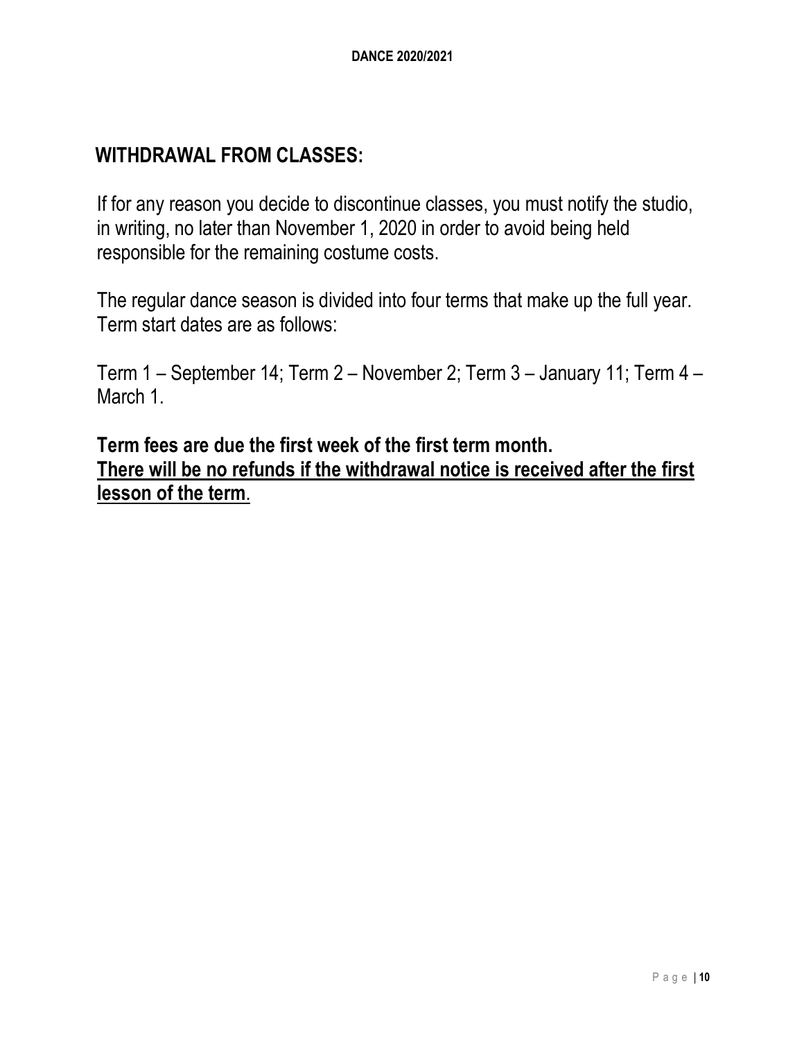## WITHDRAWAL FROM CLASSES:

If for any reason you decide to discontinue classes, you must notify the studio, in writing, no later than November 1, 2020 in order to avoid being held responsible for the remaining costume costs.

The regular dance season is divided into four terms that make up the full year. Term start dates are as follows:

Term 1 – September 14; Term 2 – November 2; Term 3 – January 11; Term 4 – March 1.

**Term fees are due the first week of the first term month.**
**<u>There will be no refunds if the withdrawal notice is received after the first lesson of the term</u>.**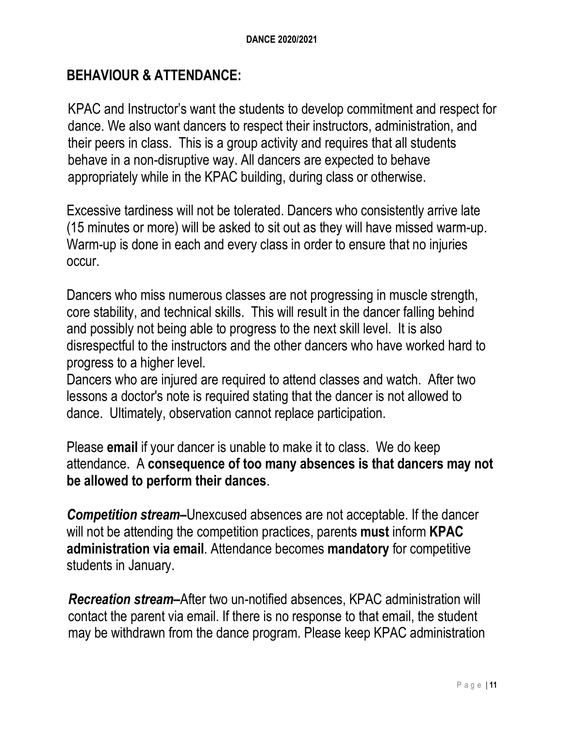## BEHAVIOUR & ATTENDANCE:

KPAC and Instructor's want the students to develop commitment and respect for dance. We also want dancers to respect their instructors, administration, and their peers in class. This is a group activity and requires that all students behave in a non-disruptive way. All dancers are expected to behave appropriately while in the KPAC building, during class or otherwise.

Excessive tardiness will not be tolerated. Dancers who consistently arrive late (15 minutes or more) will be asked to sit out as they will have missed warm-up. Warm-up is done in each and every class in order to ensure that no injuries occur.

Dancers who miss numerous classes are not progressing in muscle strength, core stability, and technical skills. This will result in the dancer falling behind and possibly not being able to progress to the next skill level. It is also disrespectful to the instructors and the other dancers who have worked hard to progress to a higher level.
Dancers who are injured are required to attend classes and watch. After two lessons a doctor's note is required stating that the dancer is not allowed to dance. Ultimately, observation cannot replace participation.

Please **email** if your dancer is unable to make it to class. We do keep attendance. A **consequence of too many absences is that dancers may not be allowed to perform their dances**.

***Competition stream–***Unexcused absences are not acceptable. If the dancer will not be attending the competition practices, parents **must** inform **KPAC administration via email**. Attendance becomes **mandatory** for competitive students in January.

***Recreation stream–***After two un-notified absences, KPAC administration will contact the parent via email. If there is no response to that email, the student may be withdrawn from the dance program. Please keep KPAC administration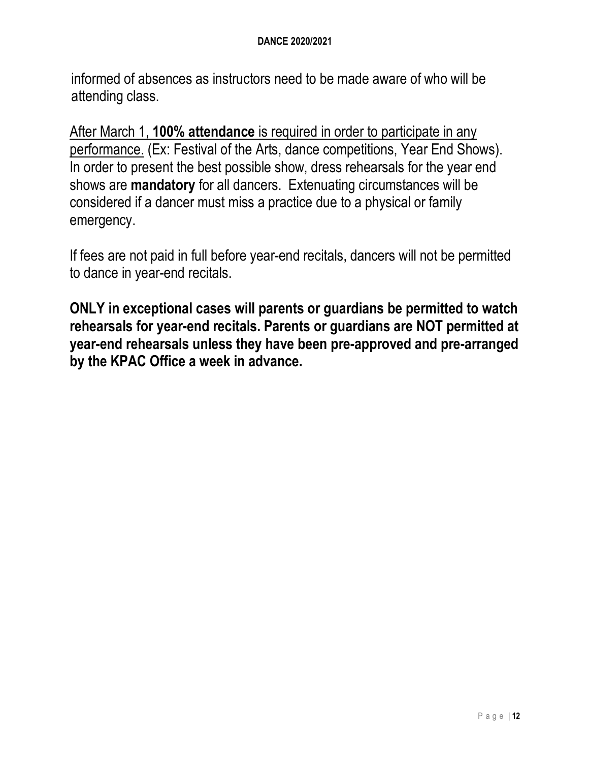informed of absences as instructors need to be made aware of who will be attending class.

<u>After March 1, **100% attendance** is required in order to participate in any performance.</u> (Ex: Festival of the Arts, dance competitions, Year End Shows). In order to present the best possible show, dress rehearsals for the year end shows are **mandatory** for all dancers. Extenuating circumstances will be considered if a dancer must miss a practice due to a physical or family emergency.

If fees are not paid in full before year-end recitals, dancers will not be permitted to dance in year-end recitals.

**ONLY in exceptional cases will parents or guardians be permitted to watch rehearsals for year-end recitals. Parents or guardians are NOT permitted at year-end rehearsals unless they have been pre-approved and pre-arranged by the KPAC Office a week in advance.**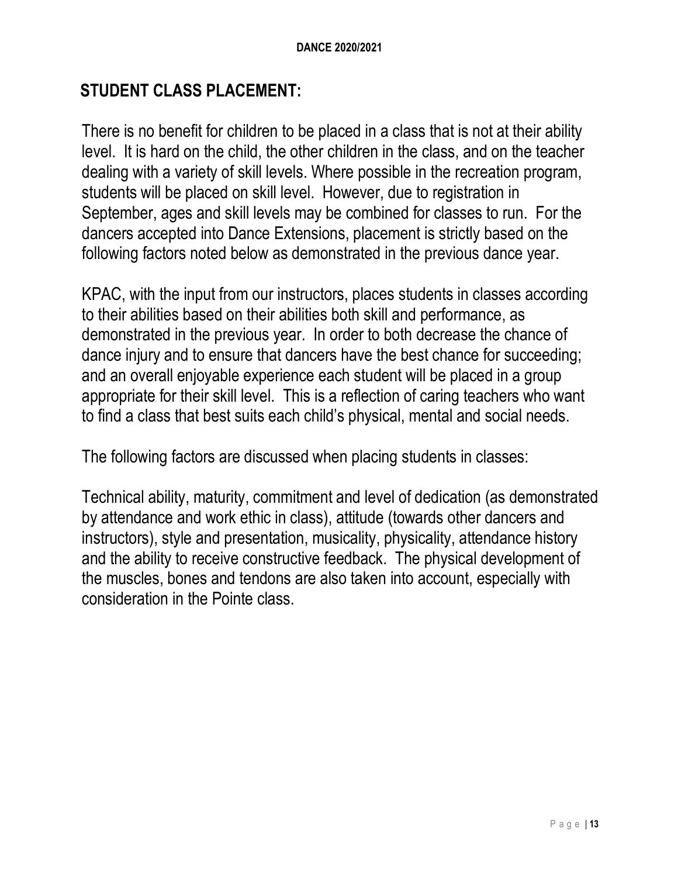## STUDENT CLASS PLACEMENT:

There is no benefit for children to be placed in a class that is not at their ability level. It is hard on the child, the other children in the class, and on the teacher dealing with a variety of skill levels. Where possible in the recreation program, students will be placed on skill level. However, due to registration in September, ages and skill levels may be combined for classes to run. For the dancers accepted into Dance Extensions, placement is strictly based on the following factors noted below as demonstrated in the previous dance year.

KPAC, with the input from our instructors, places students in classes according to their abilities based on their abilities both skill and performance, as demonstrated in the previous year. In order to both decrease the chance of dance injury and to ensure that dancers have the best chance for succeeding; and an overall enjoyable experience each student will be placed in a group appropriate for their skill level. This is a reflection of caring teachers who want to find a class that best suits each child's physical, mental and social needs.

The following factors are discussed when placing students in classes:

Technical ability, maturity, commitment and level of dedication (as demonstrated by attendance and work ethic in class), attitude (towards other dancers and instructors), style and presentation, musicality, physicality, attendance history and the ability to receive constructive feedback. The physical development of the muscles, bones and tendons are also taken into account, especially with consideration in the Pointe class.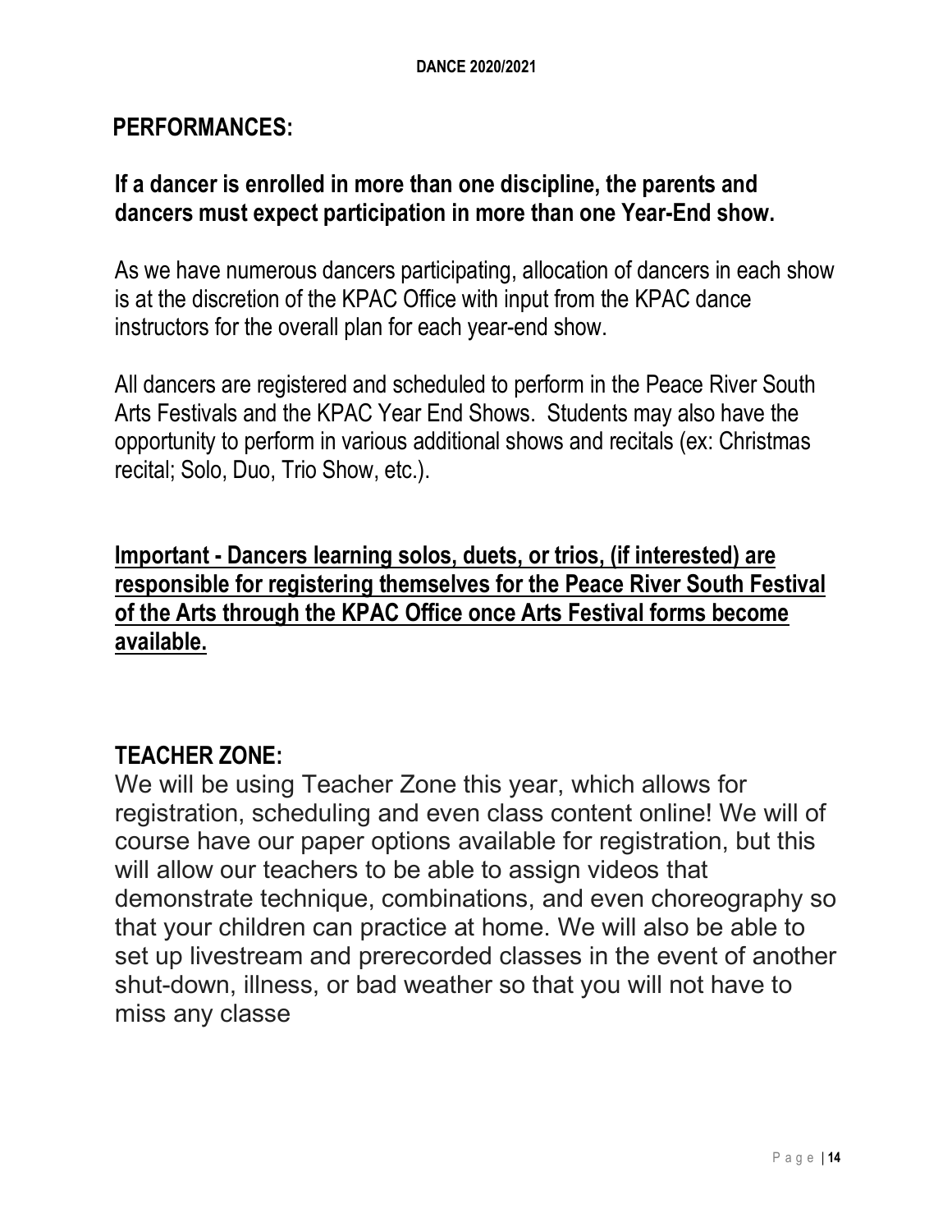## PERFORMANCES:

**If a dancer is enrolled in more than one discipline, the parents and dancers must expect participation in more than one Year-End show.**

As we have numerous dancers participating, allocation of dancers in each show is at the discretion of the KPAC Office with input from the KPAC dance instructors for the overall plan for each year-end show.

All dancers are registered and scheduled to perform in the Peace River South Arts Festivals and the KPAC Year End Shows. Students may also have the opportunity to perform in various additional shows and recitals (ex: Christmas recital; Solo, Duo, Trio Show, etc.).

**Important - Dancers learning solos, duets, or trios, (if interested) are responsible for registering themselves for the Peace River South Festival of the Arts through the KPAC Office once Arts Festival forms become available.**

## TEACHER ZONE:

We will be using Teacher Zone this year, which allows for registration, scheduling and even class content online! We will of course have our paper options available for registration, but this will allow our teachers to be able to assign videos that demonstrate technique, combinations, and even choreography so that your children can practice at home. We will also be able to set up livestream and prerecorded classes in the event of another shut-down, illness, or bad weather so that you will not have to miss any classe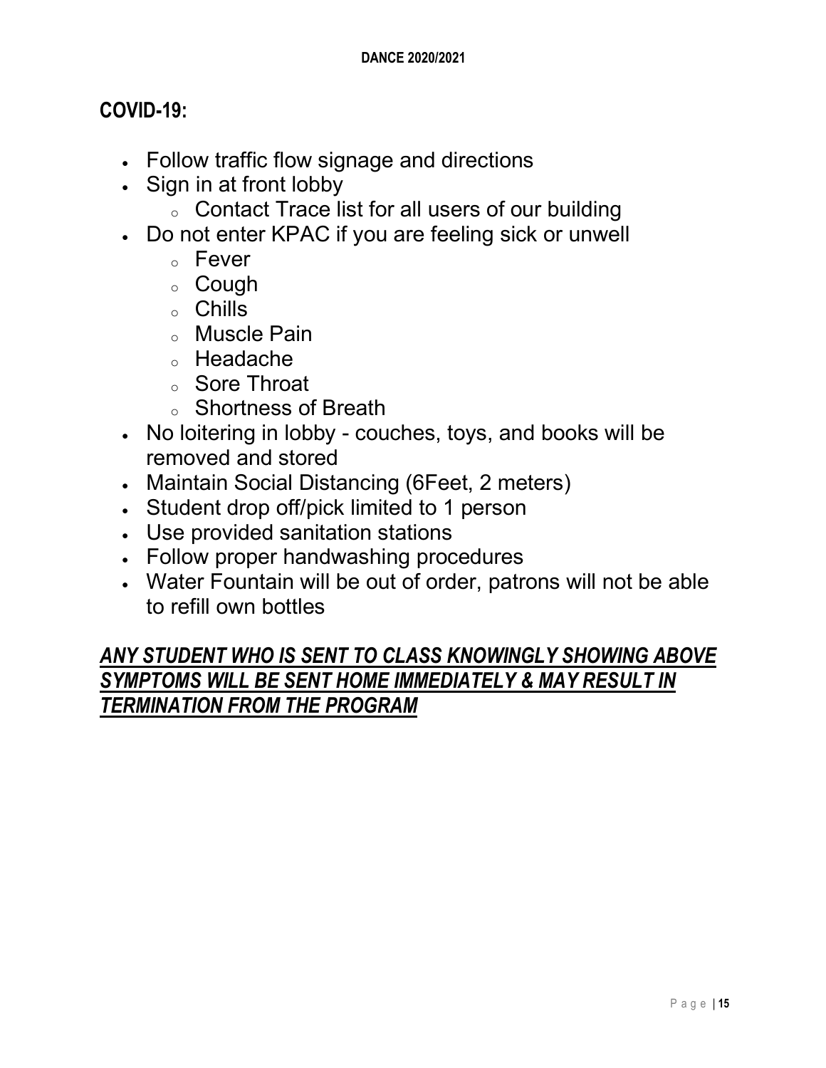## COVID-19:

- Follow traffic flow signage and directions
- Sign in at front lobby
  - Contact Trace list for all users of our building
- Do not enter KPAC if you are feeling sick or unwell
  - Fever
  - Cough
  - Chills
  - Muscle Pain
  - Headache
  - Sore Throat
  - Shortness of Breath
- No loitering in lobby - couches, toys, and books will be removed and stored
- Maintain Social Distancing (6Feet, 2 meters)
- Student drop off/pick limited to 1 person
- Use provided sanitation stations
- Follow proper handwashing procedures
- Water Fountain will be out of order, patrons will not be able to refill own bottles

***ANY STUDENT WHO IS SENT TO CLASS KNOWINGLY SHOWING ABOVE SYMPTOMS WILL BE SENT HOME IMMEDIATELY & MAY RESULT IN TERMINATION FROM THE PROGRAM***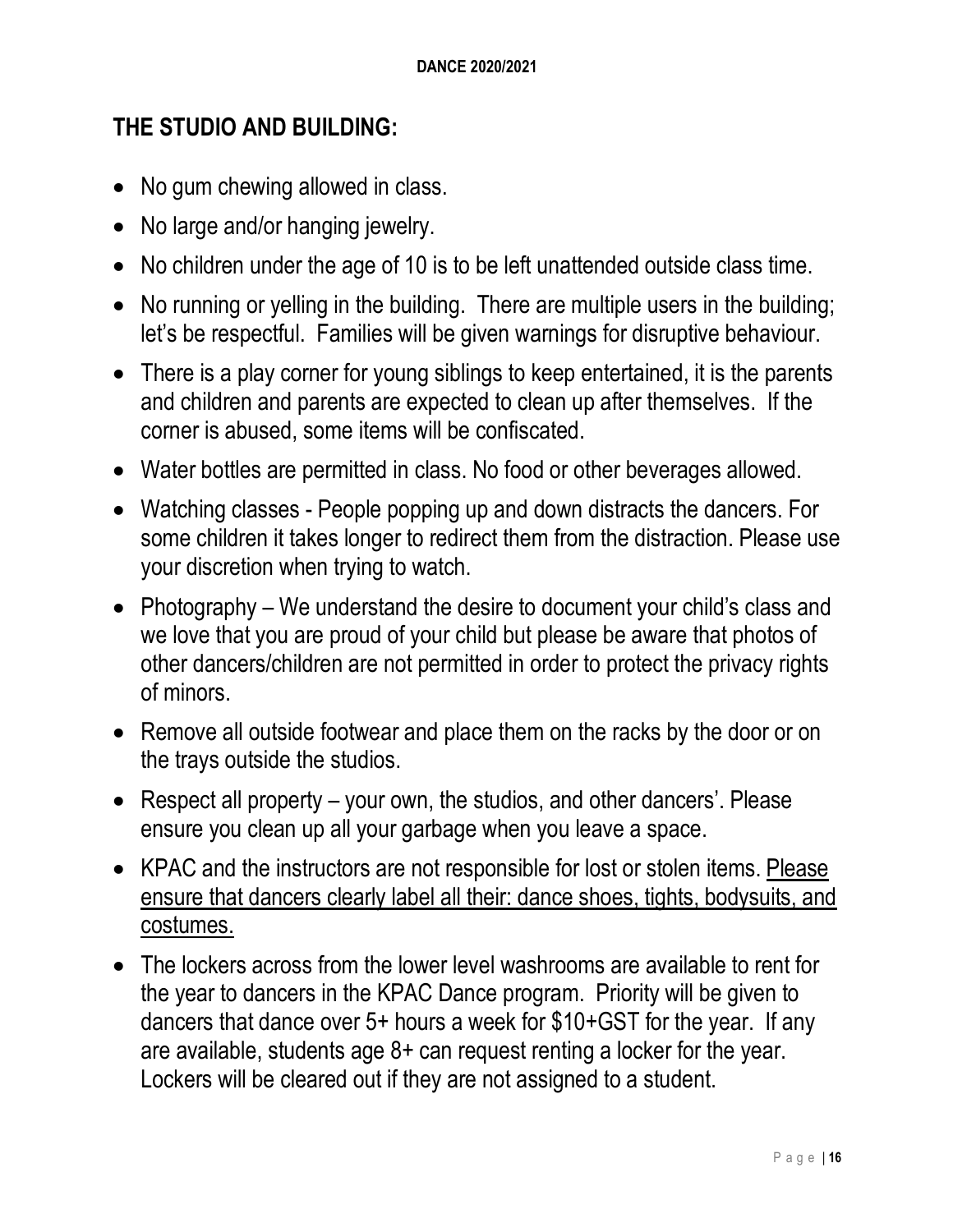## THE STUDIO AND BUILDING:

- No gum chewing allowed in class.
- No large and/or hanging jewelry.
- No children under the age of 10 is to be left unattended outside class time.
- No running or yelling in the building. There are multiple users in the building; let's be respectful. Families will be given warnings for disruptive behaviour.
- There is a play corner for young siblings to keep entertained, it is the parents and children and parents are expected to clean up after themselves. If the corner is abused, some items will be confiscated.
- Water bottles are permitted in class. No food or other beverages allowed.
- Watching classes - People popping up and down distracts the dancers. For some children it takes longer to redirect them from the distraction. Please use your discretion when trying to watch.
- Photography – We understand the desire to document your child's class and we love that you are proud of your child but please be aware that photos of other dancers/children are not permitted in order to protect the privacy rights of minors.
- Remove all outside footwear and place them on the racks by the door or on the trays outside the studios.
- Respect all property – your own, the studios, and other dancers'. Please ensure you clean up all your garbage when you leave a space.
- KPAC and the instructors are not responsible for lost or stolen items. <u>Please ensure that dancers clearly label all their: dance shoes, tights, bodysuits, and costumes.</u>
- The lockers across from the lower level washrooms are available to rent for the year to dancers in the KPAC Dance program. Priority will be given to dancers that dance over 5+ hours a week for $10+GST for the year. If any are available, students age 8+ can request renting a locker for the year. Lockers will be cleared out if they are not assigned to a student.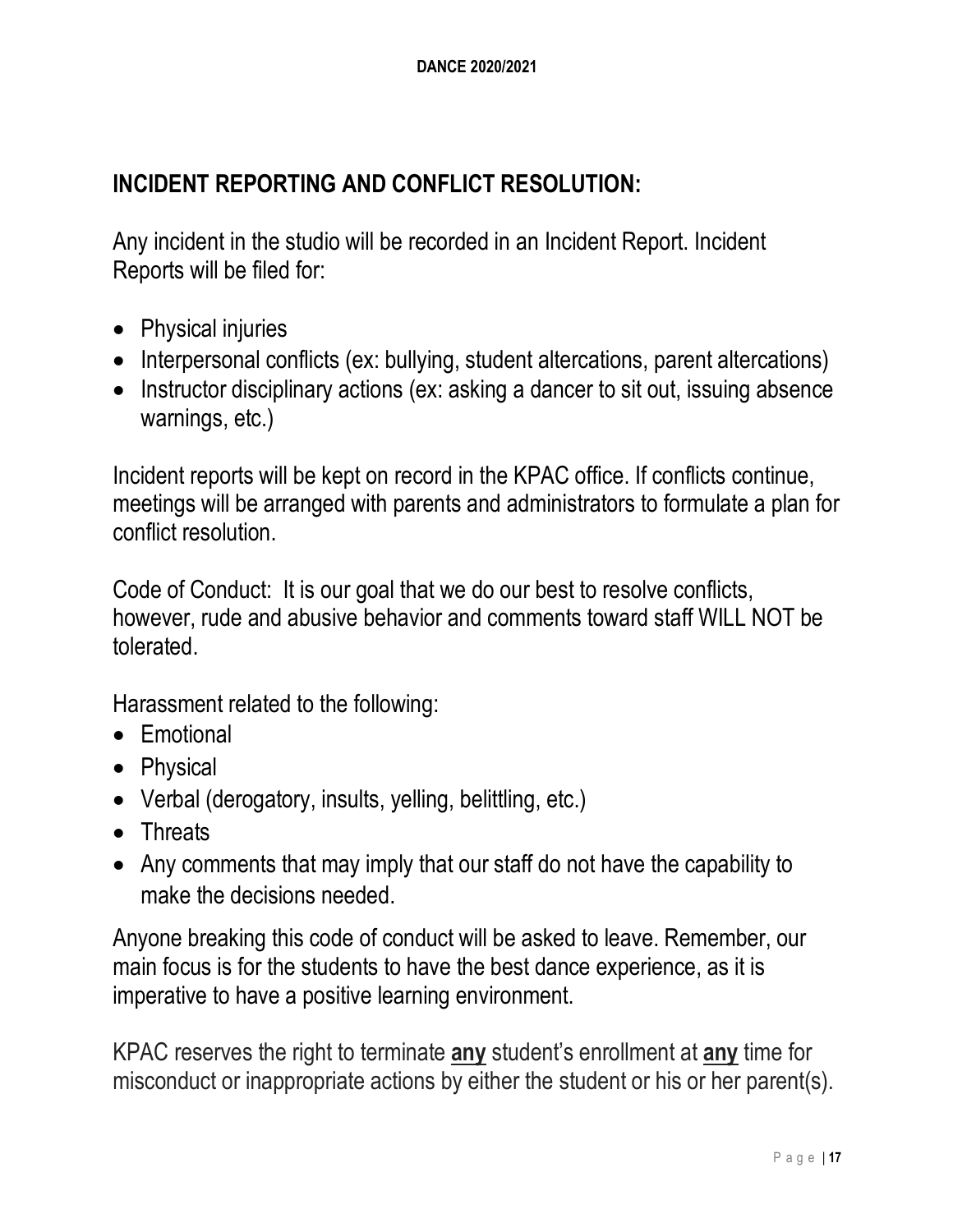## INCIDENT REPORTING AND CONFLICT RESOLUTION:

Any incident in the studio will be recorded in an Incident Report. Incident Reports will be filed for:

- Physical injuries
- Interpersonal conflicts (ex: bullying, student altercations, parent altercations)
- Instructor disciplinary actions (ex: asking a dancer to sit out, issuing absence warnings, etc.)

Incident reports will be kept on record in the KPAC office. If conflicts continue, meetings will be arranged with parents and administrators to formulate a plan for conflict resolution.

Code of Conduct: It is our goal that we do our best to resolve conflicts, however, rude and abusive behavior and comments toward staff WILL NOT be tolerated.

Harassment related to the following:

- Emotional
- Physical
- Verbal (derogatory, insults, yelling, belittling, etc.)
- Threats
- Any comments that may imply that our staff do not have the capability to make the decisions needed.

Anyone breaking this code of conduct will be asked to leave. Remember, our main focus is for the students to have the best dance experience, as it is imperative to have a positive learning environment.

KPAC reserves the right to terminate **any** student's enrollment at **any** time for misconduct or inappropriate actions by either the student or his or her parent(s).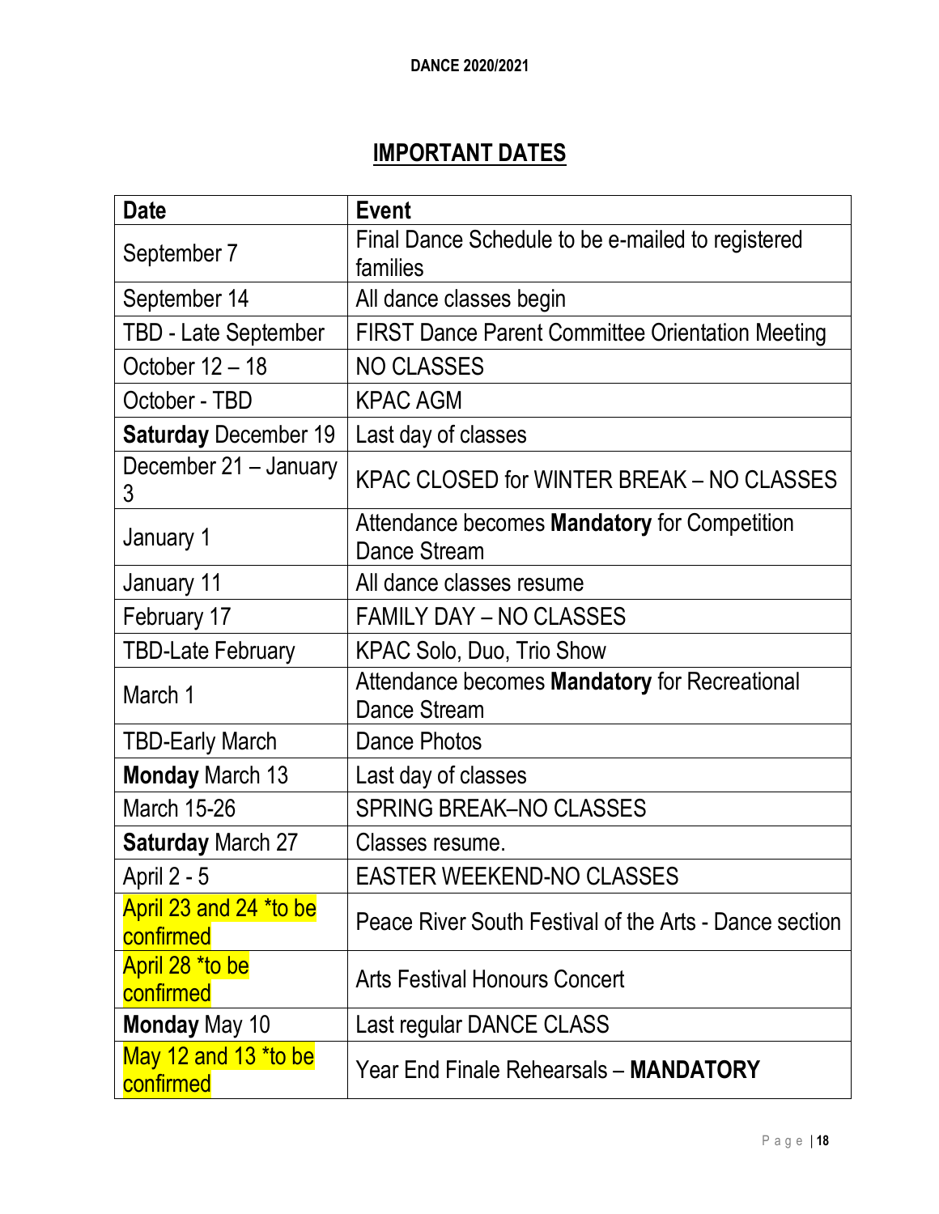DANCE 2020/2021

## IMPORTANT DATES

| Date | Event |
|---|---|
| September 7 | Final Dance Schedule to be e-mailed to registered families |
| September 14 | All dance classes begin |
| TBD - Late September | FIRST Dance Parent Committee Orientation Meeting |
| October 12 – 18 | NO CLASSES |
| October - TBD | KPAC AGM |
| **Saturday** December 19 | Last day of classes |
| December 21 – January 3 | KPAC CLOSED for WINTER BREAK – NO CLASSES |
| January 1 | Attendance becomes **Mandatory** for Competition Dance Stream |
| January 11 | All dance classes resume |
| February 17 | FAMILY DAY – NO CLASSES |
| TBD-Late February | KPAC Solo, Duo, Trio Show |
| March 1 | Attendance becomes **Mandatory** for Recreational Dance Stream |
| TBD-Early March | Dance Photos |
| **Monday** March 13 | Last day of classes |
| March 15-26 | SPRING BREAK–NO CLASSES |
| **Saturday** March 27 | Classes resume. |
| April 2 - 5 | EASTER WEEKEND-NO CLASSES |
| April 23 and 24 *to be confirmed | Peace River South Festival of the Arts - Dance section |
| April 28 *to be confirmed | Arts Festival Honours Concert |
| **Monday** May 10 | Last regular DANCE CLASS |
| May 12 and 13 *to be confirmed | Year End Finale Rehearsals – **MANDATORY** |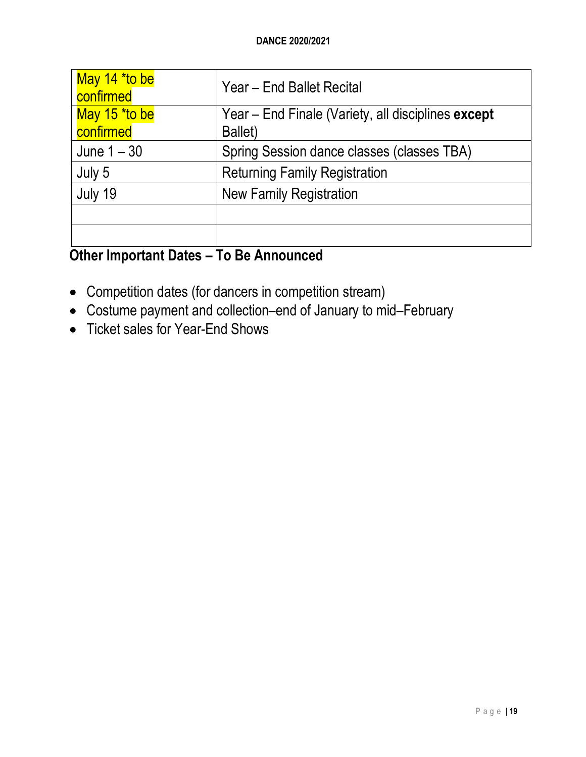| | |
|---|---|
| May 14 *to be confirmed | Year – End Ballet Recital |
| May 15 *to be confirmed | Year – End Finale (Variety, all disciplines **except** Ballet) |
| June 1 – 30 | Spring Session dance classes (classes TBA) |
| July 5 | Returning Family Registration |
| July 19 | New Family Registration |
| | |
| | |

## Other Important Dates – To Be Announced

- Competition dates (for dancers in competition stream)
- Costume payment and collection–end of January to mid–February
- Ticket sales for Year-End Shows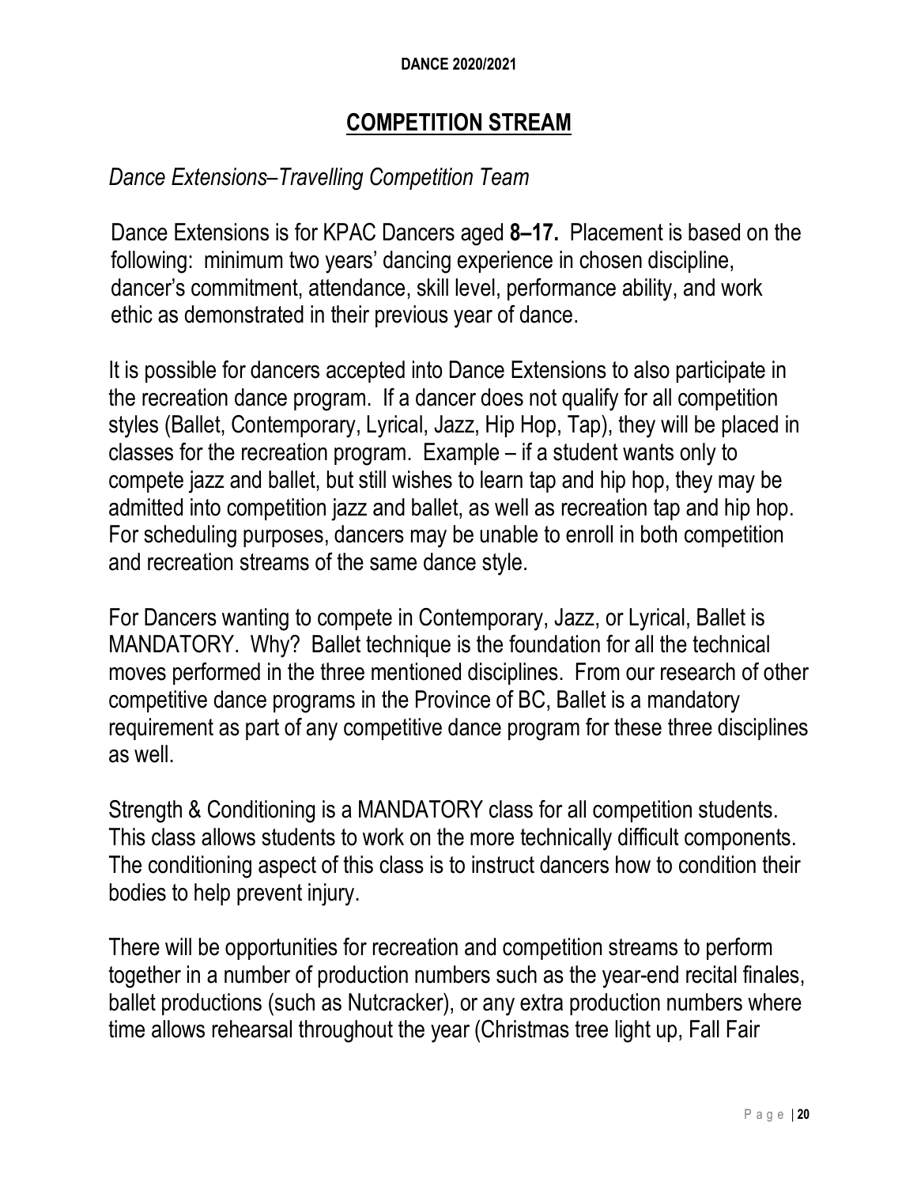## COMPETITION STREAM

*Dance Extensions–Travelling Competition Team*

Dance Extensions is for KPAC Dancers aged **8–17.** Placement is based on the following: minimum two years' dancing experience in chosen discipline, dancer's commitment, attendance, skill level, performance ability, and work ethic as demonstrated in their previous year of dance.

It is possible for dancers accepted into Dance Extensions to also participate in the recreation dance program. If a dancer does not qualify for all competition styles (Ballet, Contemporary, Lyrical, Jazz, Hip Hop, Tap), they will be placed in classes for the recreation program. Example – if a student wants only to compete jazz and ballet, but still wishes to learn tap and hip hop, they may be admitted into competition jazz and ballet, as well as recreation tap and hip hop. For scheduling purposes, dancers may be unable to enroll in both competition and recreation streams of the same dance style.

For Dancers wanting to compete in Contemporary, Jazz, or Lyrical, Ballet is MANDATORY. Why? Ballet technique is the foundation for all the technical moves performed in the three mentioned disciplines. From our research of other competitive dance programs in the Province of BC, Ballet is a mandatory requirement as part of any competitive dance program for these three disciplines as well.

Strength & Conditioning is a MANDATORY class for all competition students. This class allows students to work on the more technically difficult components. The conditioning aspect of this class is to instruct dancers how to condition their bodies to help prevent injury.

There will be opportunities for recreation and competition streams to perform together in a number of production numbers such as the year-end recital finales, ballet productions (such as Nutcracker), or any extra production numbers where time allows rehearsal throughout the year (Christmas tree light up, Fall Fair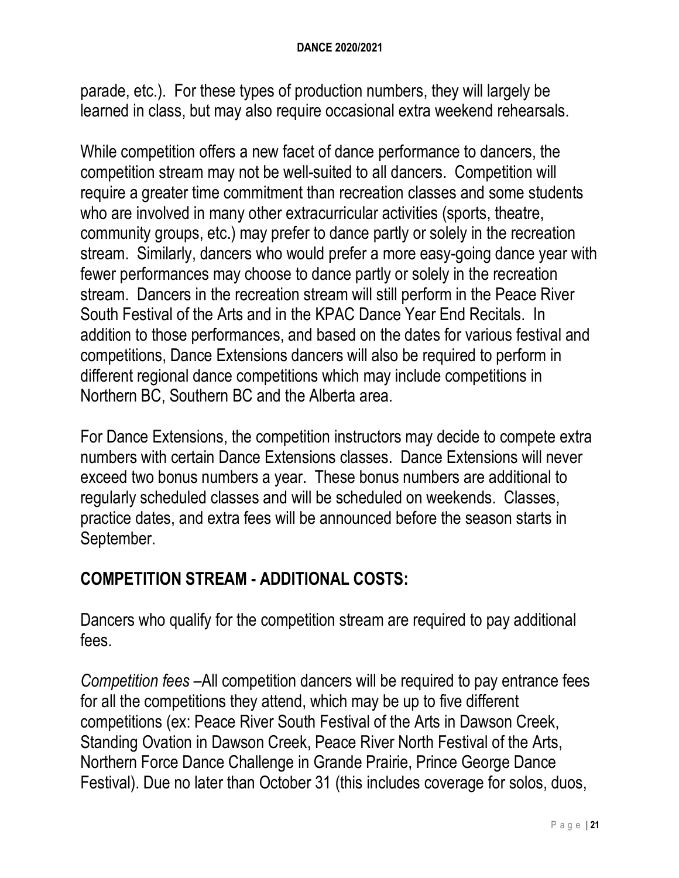parade, etc.). For these types of production numbers, they will largely be learned in class, but may also require occasional extra weekend rehearsals.

While competition offers a new facet of dance performance to dancers, the competition stream may not be well-suited to all dancers. Competition will require a greater time commitment than recreation classes and some students who are involved in many other extracurricular activities (sports, theatre, community groups, etc.) may prefer to dance partly or solely in the recreation stream. Similarly, dancers who would prefer a more easy-going dance year with fewer performances may choose to dance partly or solely in the recreation stream. Dancers in the recreation stream will still perform in the Peace River South Festival of the Arts and in the KPAC Dance Year End Recitals. In addition to those performances, and based on the dates for various festival and competitions, Dance Extensions dancers will also be required to perform in different regional dance competitions which may include competitions in Northern BC, Southern BC and the Alberta area.

For Dance Extensions, the competition instructors may decide to compete extra numbers with certain Dance Extensions classes. Dance Extensions will never exceed two bonus numbers a year. These bonus numbers are additional to regularly scheduled classes and will be scheduled on weekends. Classes, practice dates, and extra fees will be announced before the season starts in September.

## COMPETITION STREAM - ADDITIONAL COSTS:

Dancers who qualify for the competition stream are required to pay additional fees.

*Competition fees* –All competition dancers will be required to pay entrance fees for all the competitions they attend, which may be up to five different competitions (ex: Peace River South Festival of the Arts in Dawson Creek, Standing Ovation in Dawson Creek, Peace River North Festival of the Arts, Northern Force Dance Challenge in Grande Prairie, Prince George Dance Festival). Due no later than October 31 (this includes coverage for solos, duos,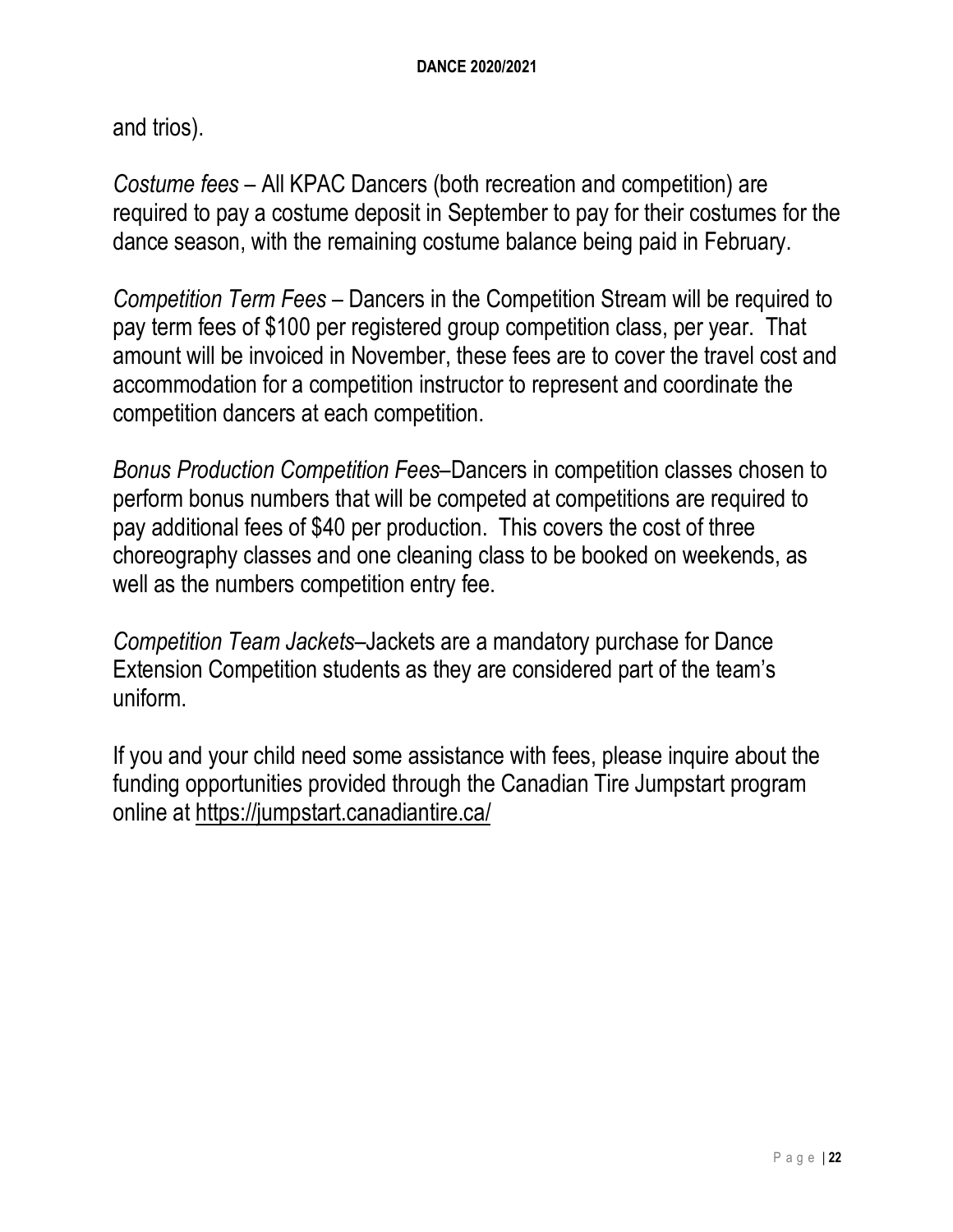and trios).

*Costume fees* – All KPAC Dancers (both recreation and competition) are required to pay a costume deposit in September to pay for their costumes for the dance season, with the remaining costume balance being paid in February.

*Competition Term Fees* – Dancers in the Competition Stream will be required to pay term fees of $100 per registered group competition class, per year. That amount will be invoiced in November, these fees are to cover the travel cost and accommodation for a competition instructor to represent and coordinate the competition dancers at each competition.

*Bonus Production Competition Fees*–Dancers in competition classes chosen to perform bonus numbers that will be competed at competitions are required to pay additional fees of $40 per production. This covers the cost of three choreography classes and one cleaning class to be booked on weekends, as well as the numbers competition entry fee.

*Competition Team Jackets*–Jackets are a mandatory purchase for Dance Extension Competition students as they are considered part of the team's uniform.

If you and your child need some assistance with fees, please inquire about the funding opportunities provided through the Canadian Tire Jumpstart program online at https://jumpstart.canadiantire.ca/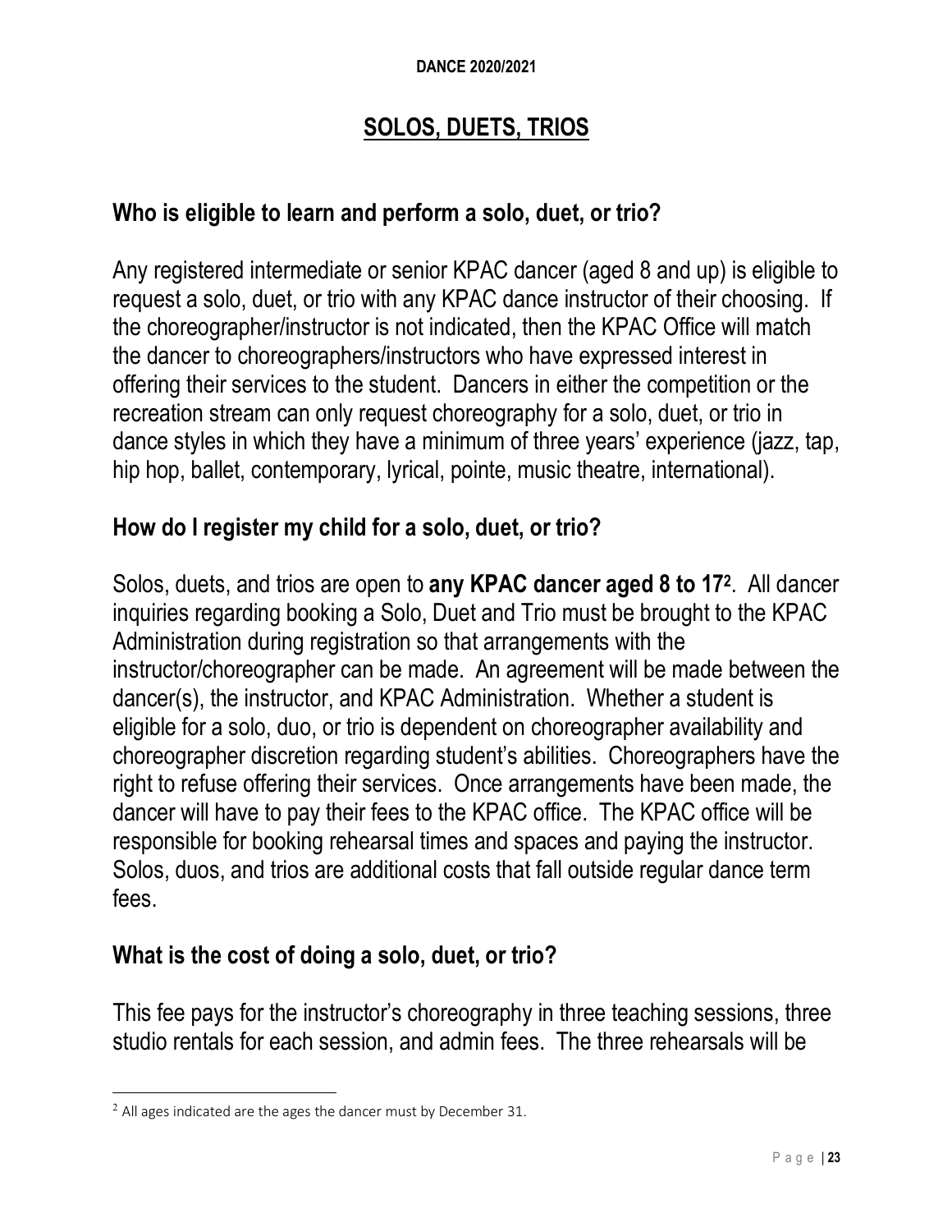# SOLOS, DUETS, TRIOS

## Who is eligible to learn and perform a solo, duet, or trio?

Any registered intermediate or senior KPAC dancer (aged 8 and up) is eligible to request a solo, duet, or trio with any KPAC dance instructor of their choosing. If the choreographer/instructor is not indicated, then the KPAC Office will match the dancer to choreographers/instructors who have expressed interest in offering their services to the student. Dancers in either the competition or the recreation stream can only request choreography for a solo, duet, or trio in dance styles in which they have a minimum of three years' experience (jazz, tap, hip hop, ballet, contemporary, lyrical, pointe, music theatre, international).

## How do I register my child for a solo, duet, or trio?

Solos, duets, and trios are open to **any KPAC dancer aged 8 to 17**[2]. All dancer inquiries regarding booking a Solo, Duet and Trio must be brought to the KPAC Administration during registration so that arrangements with the instructor/choreographer can be made. An agreement will be made between the dancer(s), the instructor, and KPAC Administration. Whether a student is eligible for a solo, duo, or trio is dependent on choreographer availability and choreographer discretion regarding student's abilities. Choreographers have the right to refuse offering their services. Once arrangements have been made, the dancer will have to pay their fees to the KPAC office. The KPAC office will be responsible for booking rehearsal times and spaces and paying the instructor. Solos, duos, and trios are additional costs that fall outside regular dance term fees.

## What is the cost of doing a solo, duet, or trio?

This fee pays for the instructor's choreography in three teaching sessions, three studio rentals for each session, and admin fees. The three rehearsals will be

---

[2] All ages indicated are the ages the dancer must by December 31.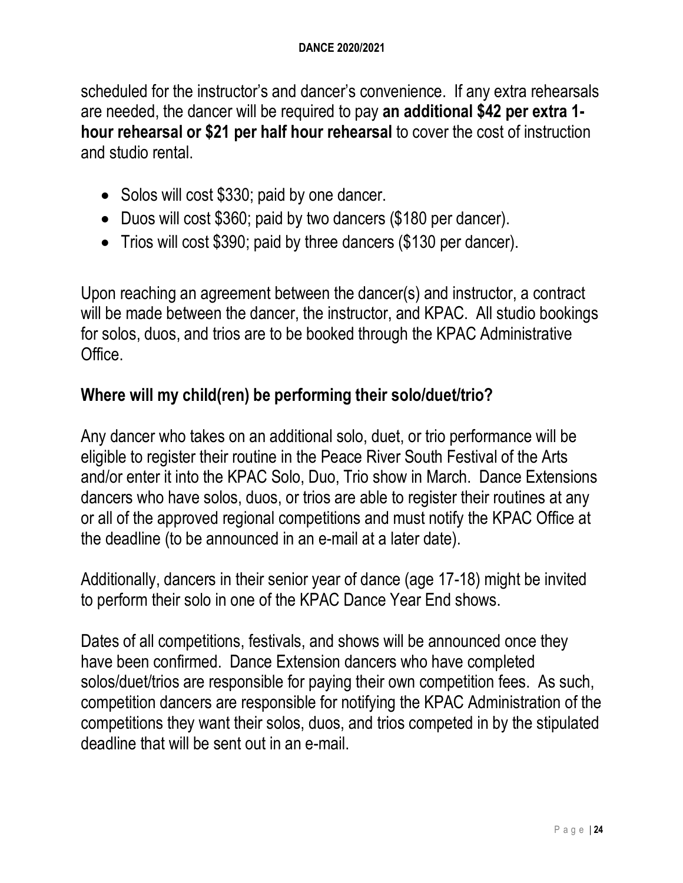scheduled for the instructor's and dancer's convenience. If any extra rehearsals are needed, the dancer will be required to pay **an additional $42 per extra 1-hour rehearsal or $21 per half hour rehearsal** to cover the cost of instruction and studio rental.

- Solos will cost $330; paid by one dancer.
- Duos will cost $360; paid by two dancers ($180 per dancer).
- Trios will cost $390; paid by three dancers ($130 per dancer).

Upon reaching an agreement between the dancer(s) and instructor, a contract will be made between the dancer, the instructor, and KPAC. All studio bookings for solos, duos, and trios are to be booked through the KPAC Administrative Office.

## Where will my child(ren) be performing their solo/duet/trio?

Any dancer who takes on an additional solo, duet, or trio performance will be eligible to register their routine in the Peace River South Festival of the Arts and/or enter it into the KPAC Solo, Duo, Trio show in March. Dance Extensions dancers who have solos, duos, or trios are able to register their routines at any or all of the approved regional competitions and must notify the KPAC Office at the deadline (to be announced in an e-mail at a later date).

Additionally, dancers in their senior year of dance (age 17-18) might be invited to perform their solo in one of the KPAC Dance Year End shows.

Dates of all competitions, festivals, and shows will be announced once they have been confirmed. Dance Extension dancers who have completed solos/duet/trios are responsible for paying their own competition fees. As such, competition dancers are responsible for notifying the KPAC Administration of the competitions they want their solos, duos, and trios competed in by the stipulated deadline that will be sent out in an e-mail.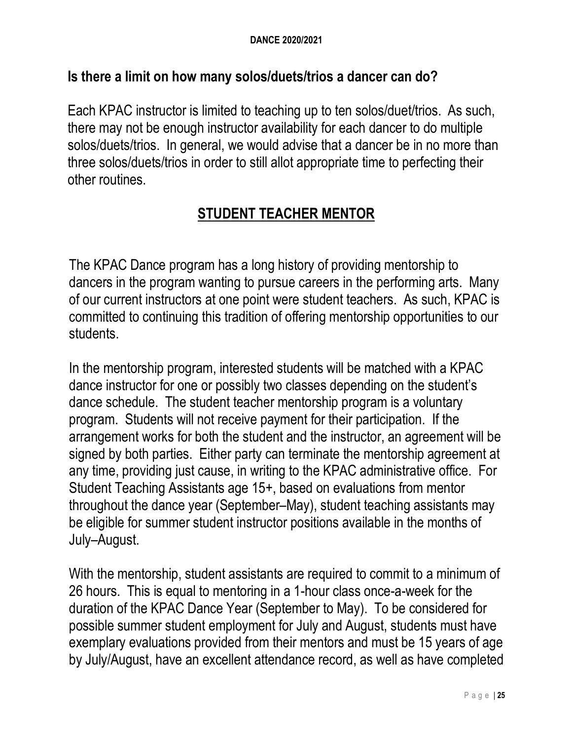## Is there a limit on how many solos/duets/trios a dancer can do?

Each KPAC instructor is limited to teaching up to ten solos/duet/trios. As such, there may not be enough instructor availability for each dancer to do multiple solos/duets/trios. In general, we would advise that a dancer be in no more than three solos/duets/trios in order to still allot appropriate time to perfecting their other routines.

## STUDENT TEACHER MENTOR

The KPAC Dance program has a long history of providing mentorship to dancers in the program wanting to pursue careers in the performing arts. Many of our current instructors at one point were student teachers. As such, KPAC is committed to continuing this tradition of offering mentorship opportunities to our students.

In the mentorship program, interested students will be matched with a KPAC dance instructor for one or possibly two classes depending on the student's dance schedule. The student teacher mentorship program is a voluntary program. Students will not receive payment for their participation. If the arrangement works for both the student and the instructor, an agreement will be signed by both parties. Either party can terminate the mentorship agreement at any time, providing just cause, in writing to the KPAC administrative office. For Student Teaching Assistants age 15+, based on evaluations from mentor throughout the dance year (September–May), student teaching assistants may be eligible for summer student instructor positions available in the months of July–August.

With the mentorship, student assistants are required to commit to a minimum of 26 hours. This is equal to mentoring in a 1-hour class once-a-week for the duration of the KPAC Dance Year (September to May). To be considered for possible summer student employment for July and August, students must have exemplary evaluations provided from their mentors and must be 15 years of age by July/August, have an excellent attendance record, as well as have completed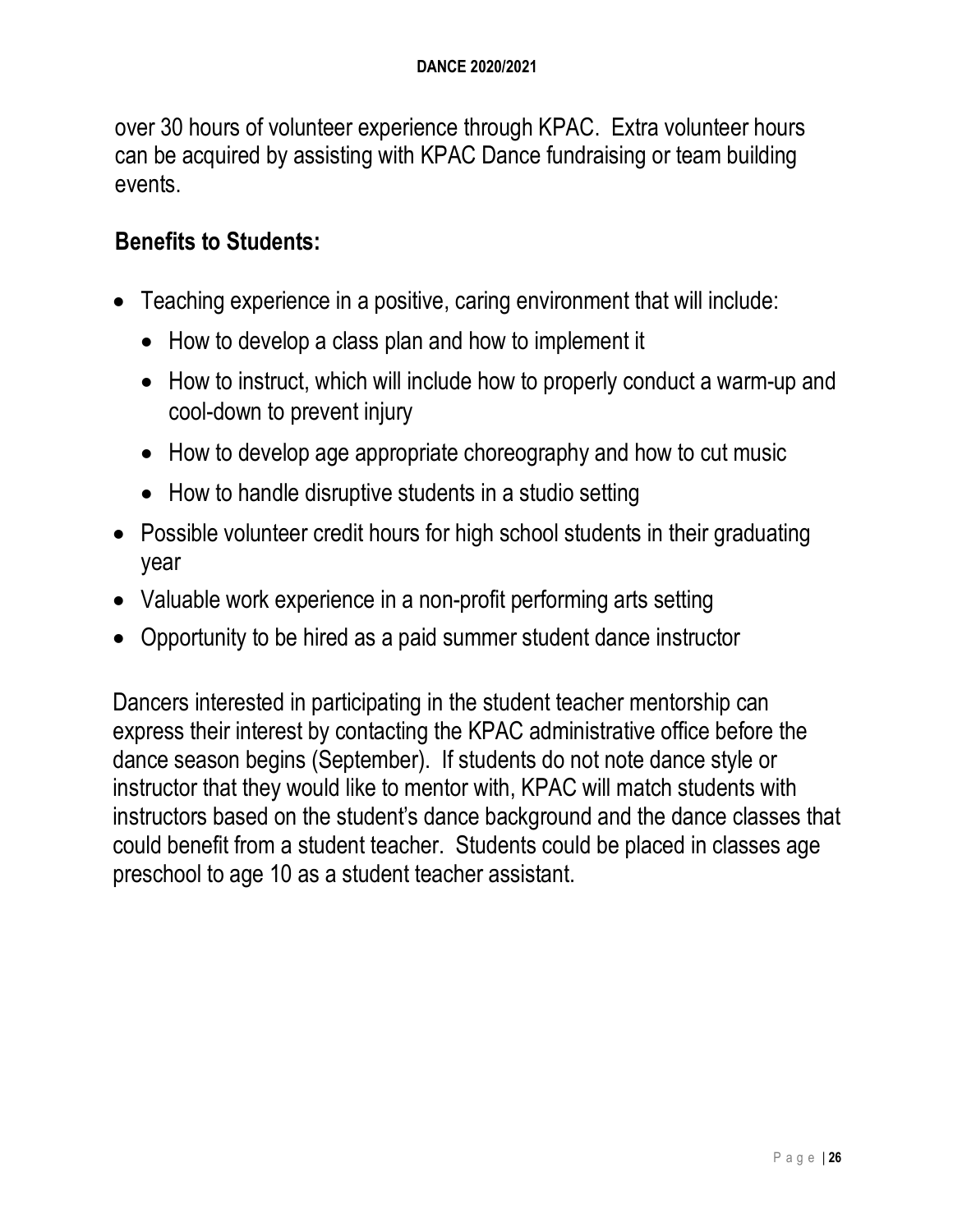over 30 hours of volunteer experience through KPAC. Extra volunteer hours can be acquired by assisting with KPAC Dance fundraising or team building events.

## Benefits to Students:

- Teaching experience in a positive, caring environment that will include:
  - How to develop a class plan and how to implement it
  - How to instruct, which will include how to properly conduct a warm-up and cool-down to prevent injury
  - How to develop age appropriate choreography and how to cut music
  - How to handle disruptive students in a studio setting
- Possible volunteer credit hours for high school students in their graduating year
- Valuable work experience in a non-profit performing arts setting
- Opportunity to be hired as a paid summer student dance instructor

Dancers interested in participating in the student teacher mentorship can express their interest by contacting the KPAC administrative office before the dance season begins (September). If students do not note dance style or instructor that they would like to mentor with, KPAC will match students with instructors based on the student's dance background and the dance classes that could benefit from a student teacher. Students could be placed in classes age preschool to age 10 as a student teacher assistant.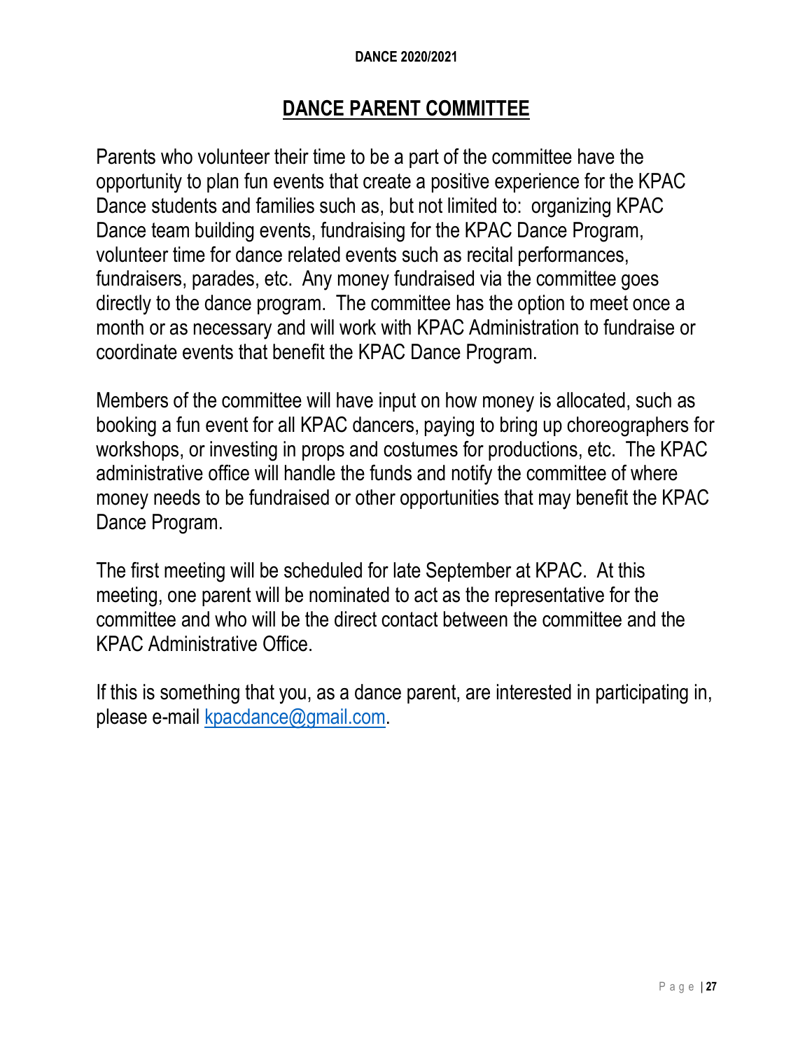# DANCE PARENT COMMITTEE

Parents who volunteer their time to be a part of the committee have the opportunity to plan fun events that create a positive experience for the KPAC Dance students and families such as, but not limited to: organizing KPAC Dance team building events, fundraising for the KPAC Dance Program, volunteer time for dance related events such as recital performances, fundraisers, parades, etc. Any money fundraised via the committee goes directly to the dance program. The committee has the option to meet once a month or as necessary and will work with KPAC Administration to fundraise or coordinate events that benefit the KPAC Dance Program.

Members of the committee will have input on how money is allocated, such as booking a fun event for all KPAC dancers, paying to bring up choreographers for workshops, or investing in props and costumes for productions, etc. The KPAC administrative office will handle the funds and notify the committee of where money needs to be fundraised or other opportunities that may benefit the KPAC Dance Program.

The first meeting will be scheduled for late September at KPAC. At this meeting, one parent will be nominated to act as the representative for the committee and who will be the direct contact between the committee and the KPAC Administrative Office.

If this is something that you, as a dance parent, are interested in participating in, please e-mail [kpacdance@gmail.com](mailto:kpacdance@gmail.com).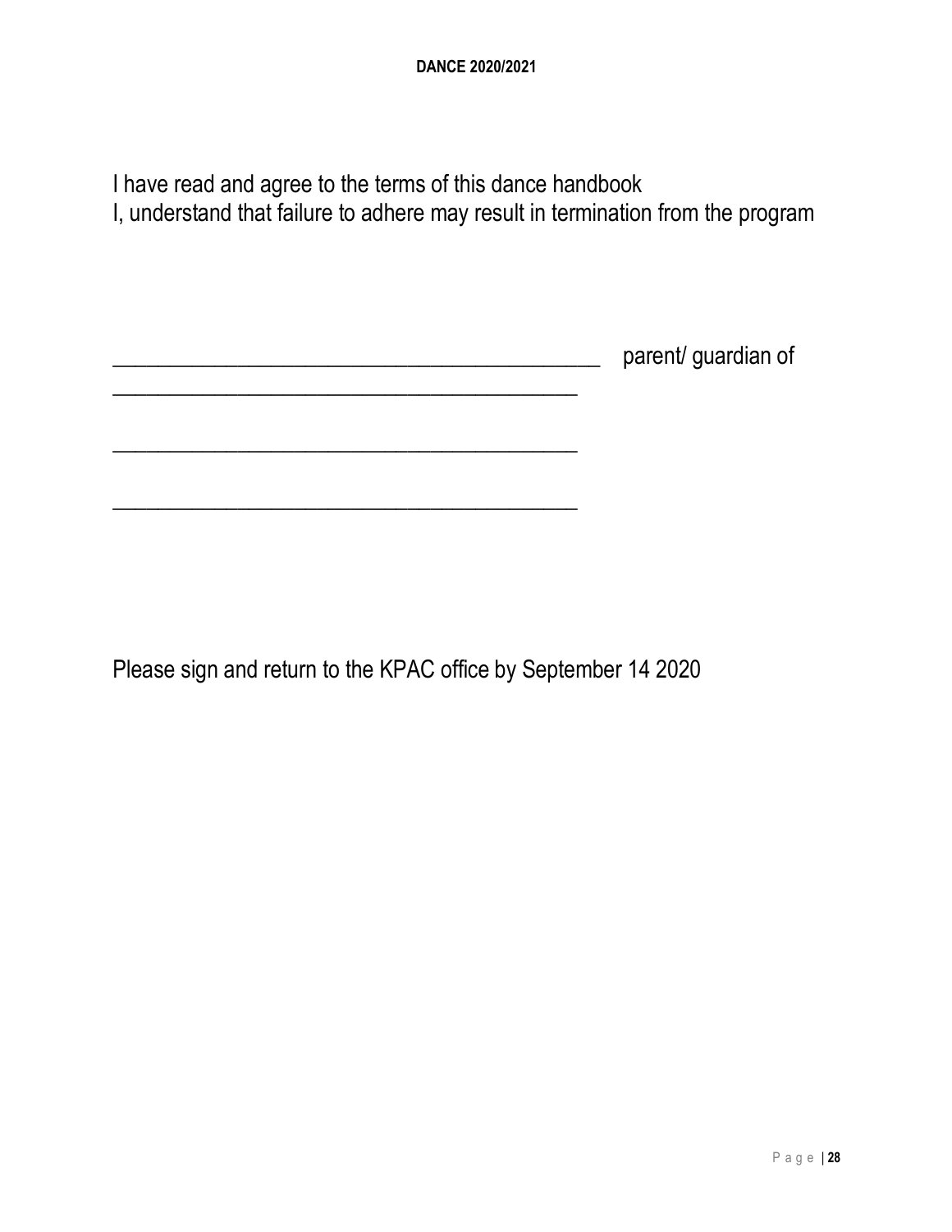I have read and agree to the terms of this dance handbook
I, understand that failure to adhere may result in termination from the program

\_\_\_\_\_\_\_\_\_\_\_\_\_\_\_\_\_\_\_\_\_\_\_\_\_\_\_\_\_\_\_\_\_\_\_\_\_\_\_\_\_\_\_\_ parent/ guardian of

\_\_\_\_\_\_\_\_\_\_\_\_\_\_\_\_\_\_\_\_\_\_\_\_\_\_\_\_\_\_\_\_\_\_\_\_\_\_\_\_\_\_\_\_

\_\_\_\_\_\_\_\_\_\_\_\_\_\_\_\_\_\_\_\_\_\_\_\_\_\_\_\_\_\_\_\_\_\_\_\_\_\_\_\_\_\_\_\_

\_\_\_\_\_\_\_\_\_\_\_\_\_\_\_\_\_\_\_\_\_\_\_\_\_\_\_\_\_\_\_\_\_\_\_\_\_\_\_\_\_\_\_\_

Please sign and return to the KPAC office by September 14 2020